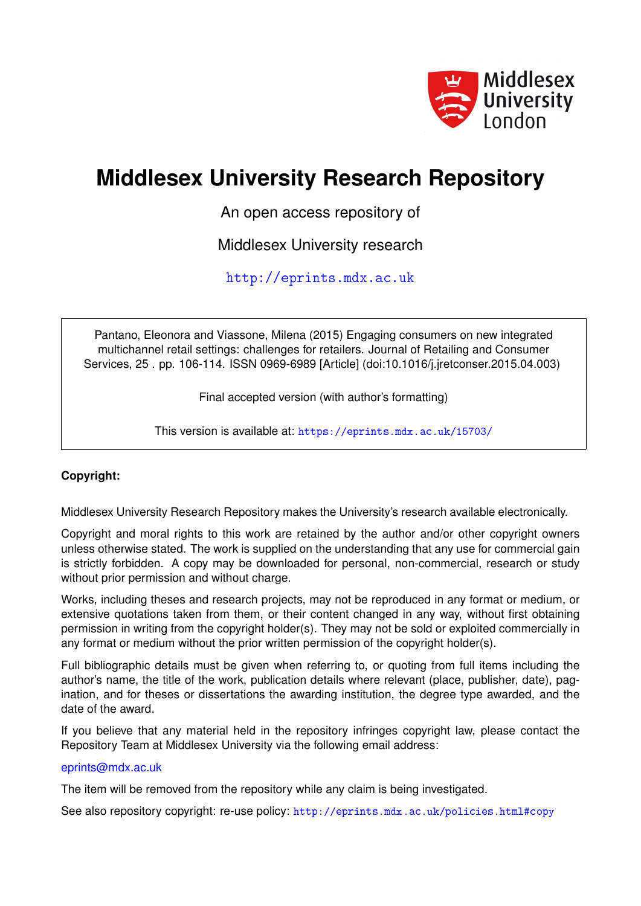# Middlesex University Research Repository

An open access repository of

Middlesex University research

http://eprints.mdx.ac.uk

Pantano, Eleonora and Viassone, Milena (2015) Engaging consumers on new integrated multichannel retail settings: challenges for retailers. Journal of Retailing and Consumer Services, 25 . pp. 106-114. ISSN 0969-6989 [Article] (doi:10.1016/j.jretconser.2015.04.003)

Final accepted version (with author's formatting)

This version is available at: https://eprints.mdx.ac.uk/15703/

**Copyright:**

Middlesex University Research Repository makes the University's research available electronically.

Copyright and moral rights to this work are retained by the author and/or other copyright owners unless otherwise stated. The work is supplied on the understanding that any use for commercial gain is strictly forbidden. A copy may be downloaded for personal, non-commercial, research or study without prior permission and without charge.

Works, including theses and research projects, may not be reproduced in any format or medium, or extensive quotations taken from them, or their content changed in any way, without first obtaining permission in writing from the copyright holder(s). They may not be sold or exploited commercially in any format or medium without the prior written permission of the copyright holder(s).

Full bibliographic details must be given when referring to, or quoting from full items including the author's name, the title of the work, publication details where relevant (place, publisher, date), pagination, and for theses or dissertations the awarding institution, the degree type awarded, and the date of the award.

If you believe that any material held in the repository infringes copyright law, please contact the Repository Team at Middlesex University via the following email address:

eprints@mdx.ac.uk

The item will be removed from the repository while any claim is being investigated.

See also repository copyright: re-use policy: http://eprints.mdx.ac.uk/policies.html#copy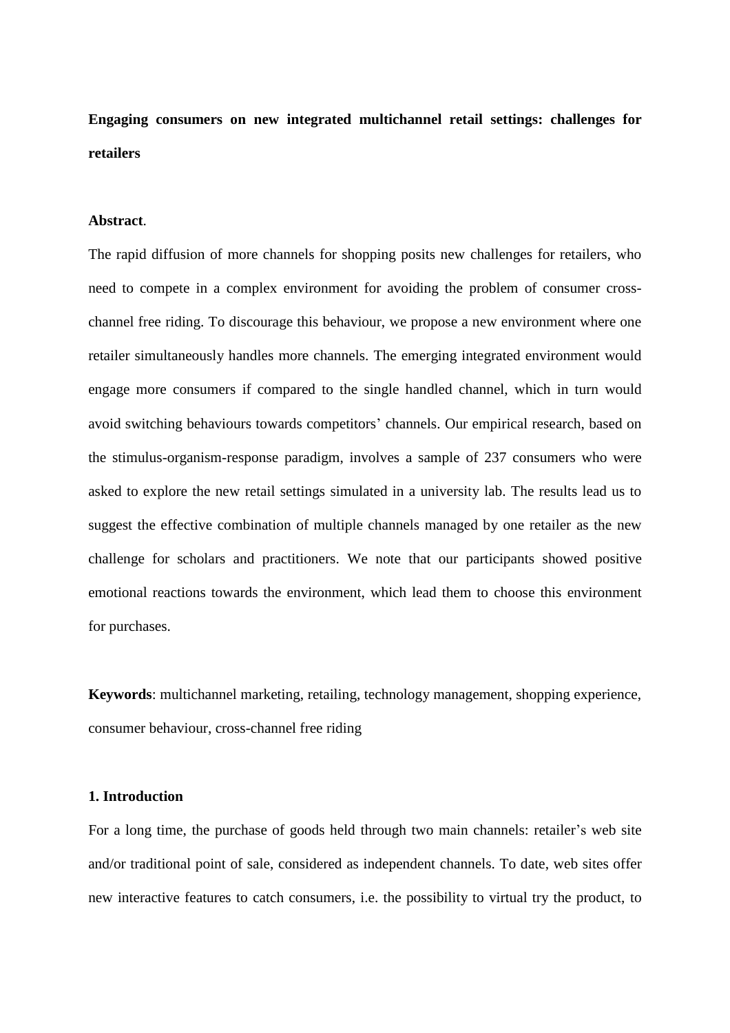**Engaging consumers on new integrated multichannel retail settings: challenges for retailers**

**Abstract**.

The rapid diffusion of more channels for shopping posits new challenges for retailers, who need to compete in a complex environment for avoiding the problem of consumer cross-channel free riding. To discourage this behaviour, we propose a new environment where one retailer simultaneously handles more channels. The emerging integrated environment would engage more consumers if compared to the single handled channel, which in turn would avoid switching behaviours towards competitors' channels. Our empirical research, based on the stimulus-organism-response paradigm, involves a sample of 237 consumers who were asked to explore the new retail settings simulated in a university lab. The results lead us to suggest the effective combination of multiple channels managed by one retailer as the new challenge for scholars and practitioners. We note that our participants showed positive emotional reactions towards the environment, which lead them to choose this environment for purchases.

**Keywords**: multichannel marketing, retailing, technology management, shopping experience, consumer behaviour, cross-channel free riding

## 1. Introduction

For a long time, the purchase of goods held through two main channels: retailer's web site and/or traditional point of sale, considered as independent channels. To date, web sites offer new interactive features to catch consumers, i.e. the possibility to virtual try the product, to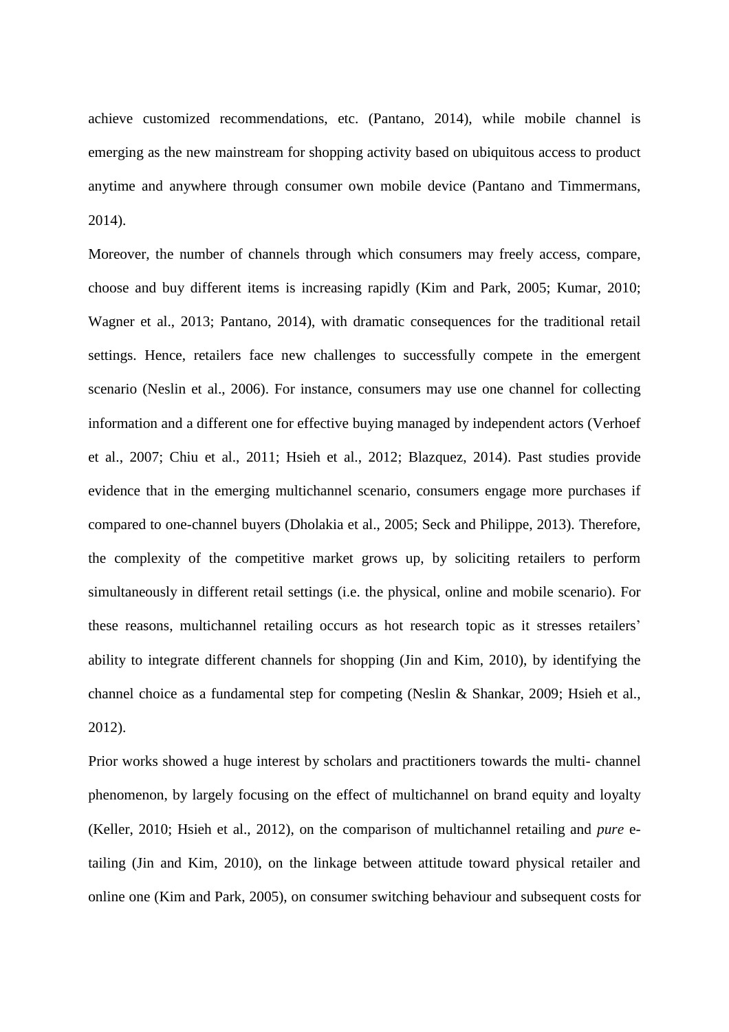achieve customized recommendations, etc. (Pantano, 2014), while mobile channel is emerging as the new mainstream for shopping activity based on ubiquitous access to product anytime and anywhere through consumer own mobile device (Pantano and Timmermans, 2014).

Moreover, the number of channels through which consumers may freely access, compare, choose and buy different items is increasing rapidly (Kim and Park, 2005; Kumar, 2010; Wagner et al., 2013; Pantano, 2014), with dramatic consequences for the traditional retail settings. Hence, retailers face new challenges to successfully compete in the emergent scenario (Neslin et al., 2006). For instance, consumers may use one channel for collecting information and a different one for effective buying managed by independent actors (Verhoef et al., 2007; Chiu et al., 2011; Hsieh et al., 2012; Blazquez, 2014). Past studies provide evidence that in the emerging multichannel scenario, consumers engage more purchases if compared to one-channel buyers (Dholakia et al., 2005; Seck and Philippe, 2013). Therefore, the complexity of the competitive market grows up, by soliciting retailers to perform simultaneously in different retail settings (i.e. the physical, online and mobile scenario). For these reasons, multichannel retailing occurs as hot research topic as it stresses retailers' ability to integrate different channels for shopping (Jin and Kim, 2010), by identifying the channel choice as a fundamental step for competing (Neslin & Shankar, 2009; Hsieh et al., 2012).

Prior works showed a huge interest by scholars and practitioners towards the multi- channel phenomenon, by largely focusing on the effect of multichannel on brand equity and loyalty (Keller, 2010; Hsieh et al., 2012), on the comparison of multichannel retailing and *pure* e-tailing (Jin and Kim, 2010), on the linkage between attitude toward physical retailer and online one (Kim and Park, 2005), on consumer switching behaviour and subsequent costs for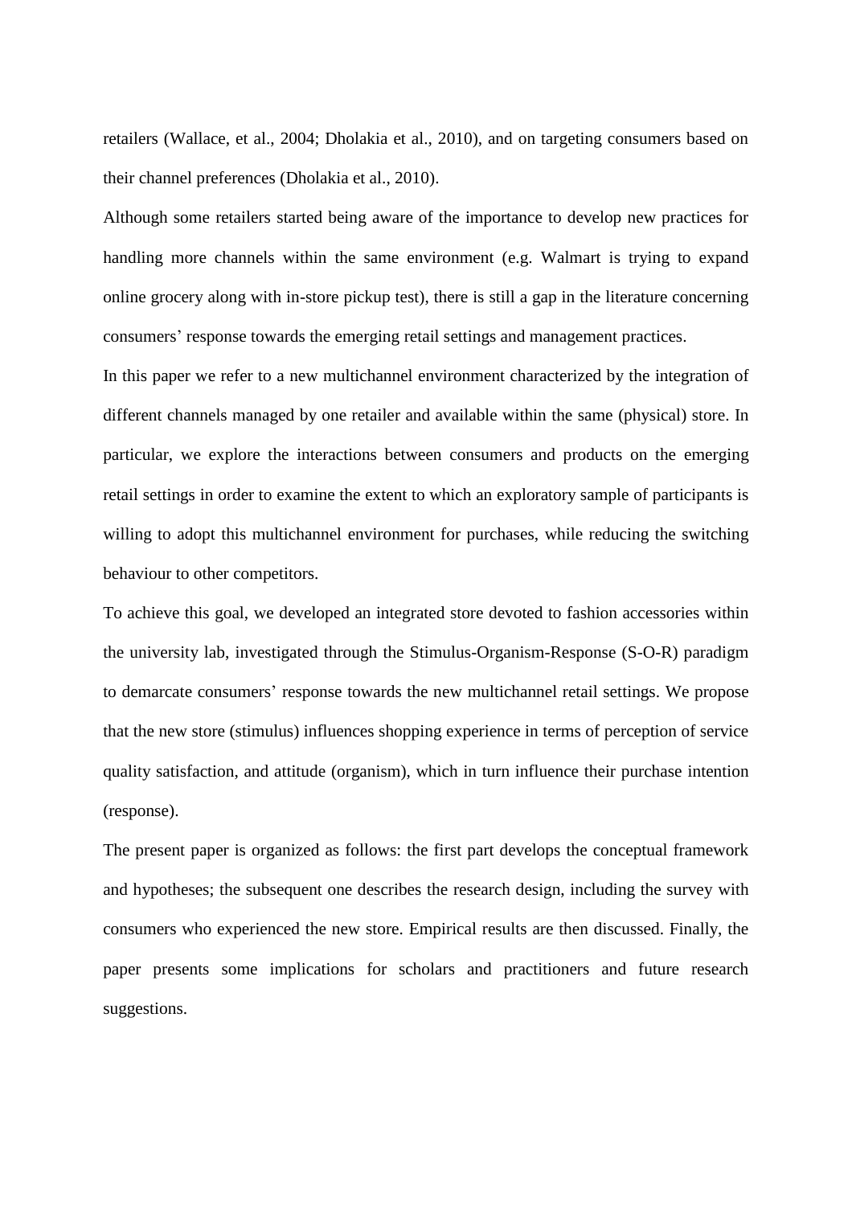retailers (Wallace, et al., 2004; Dholakia et al., 2010), and on targeting consumers based on their channel preferences (Dholakia et al., 2010).

Although some retailers started being aware of the importance to develop new practices for handling more channels within the same environment (e.g. Walmart is trying to expand online grocery along with in-store pickup test), there is still a gap in the literature concerning consumers' response towards the emerging retail settings and management practices.

In this paper we refer to a new multichannel environment characterized by the integration of different channels managed by one retailer and available within the same (physical) store. In particular, we explore the interactions between consumers and products on the emerging retail settings in order to examine the extent to which an exploratory sample of participants is willing to adopt this multichannel environment for purchases, while reducing the switching behaviour to other competitors.

To achieve this goal, we developed an integrated store devoted to fashion accessories within the university lab, investigated through the Stimulus-Organism-Response (S-O-R) paradigm to demarcate consumers' response towards the new multichannel retail settings. We propose that the new store (stimulus) influences shopping experience in terms of perception of service quality satisfaction, and attitude (organism), which in turn influence their purchase intention (response).

The present paper is organized as follows: the first part develops the conceptual framework and hypotheses; the subsequent one describes the research design, including the survey with consumers who experienced the new store. Empirical results are then discussed. Finally, the paper presents some implications for scholars and practitioners and future research suggestions.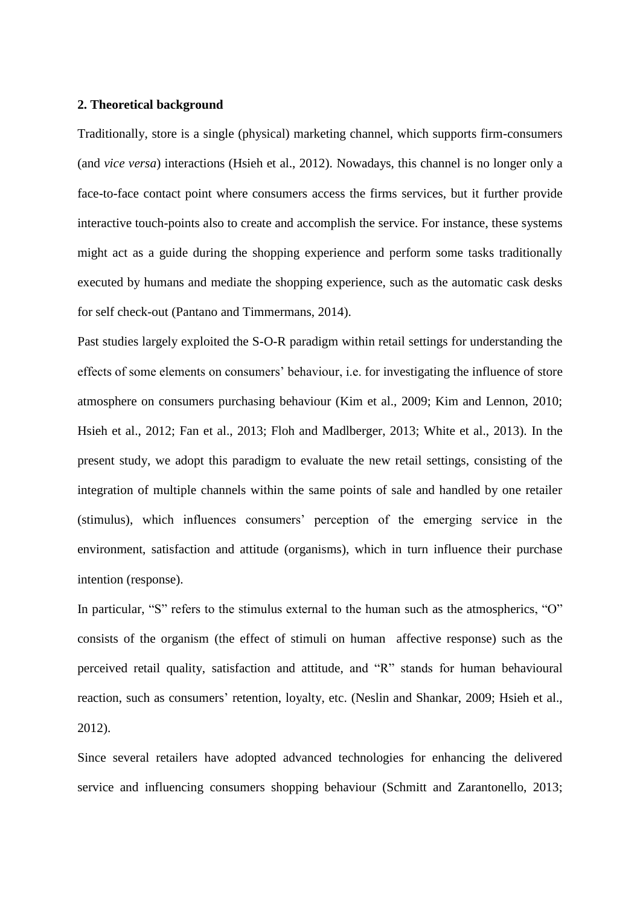## 2. Theoretical background

Traditionally, store is a single (physical) marketing channel, which supports firm-consumers (and *vice versa*) interactions (Hsieh et al., 2012). Nowadays, this channel is no longer only a face-to-face contact point where consumers access the firms services, but it further provide interactive touch-points also to create and accomplish the service. For instance, these systems might act as a guide during the shopping experience and perform some tasks traditionally executed by humans and mediate the shopping experience, such as the automatic cask desks for self check-out (Pantano and Timmermans, 2014).

Past studies largely exploited the S-O-R paradigm within retail settings for understanding the effects of some elements on consumers' behaviour, i.e. for investigating the influence of store atmosphere on consumers purchasing behaviour (Kim et al., 2009; Kim and Lennon, 2010; Hsieh et al., 2012; Fan et al., 2013; Floh and Madlberger, 2013; White et al., 2013). In the present study, we adopt this paradigm to evaluate the new retail settings, consisting of the integration of multiple channels within the same points of sale and handled by one retailer (stimulus), which influences consumers' perception of the emerging service in the environment, satisfaction and attitude (organisms), which in turn influence their purchase intention (response).

In particular, "S" refers to the stimulus external to the human such as the atmospherics, "O" consists of the organism (the effect of stimuli on human affective response) such as the perceived retail quality, satisfaction and attitude, and "R" stands for human behavioural reaction, such as consumers' retention, loyalty, etc. (Neslin and Shankar, 2009; Hsieh et al., 2012).

Since several retailers have adopted advanced technologies for enhancing the delivered service and influencing consumers shopping behaviour (Schmitt and Zarantonello, 2013;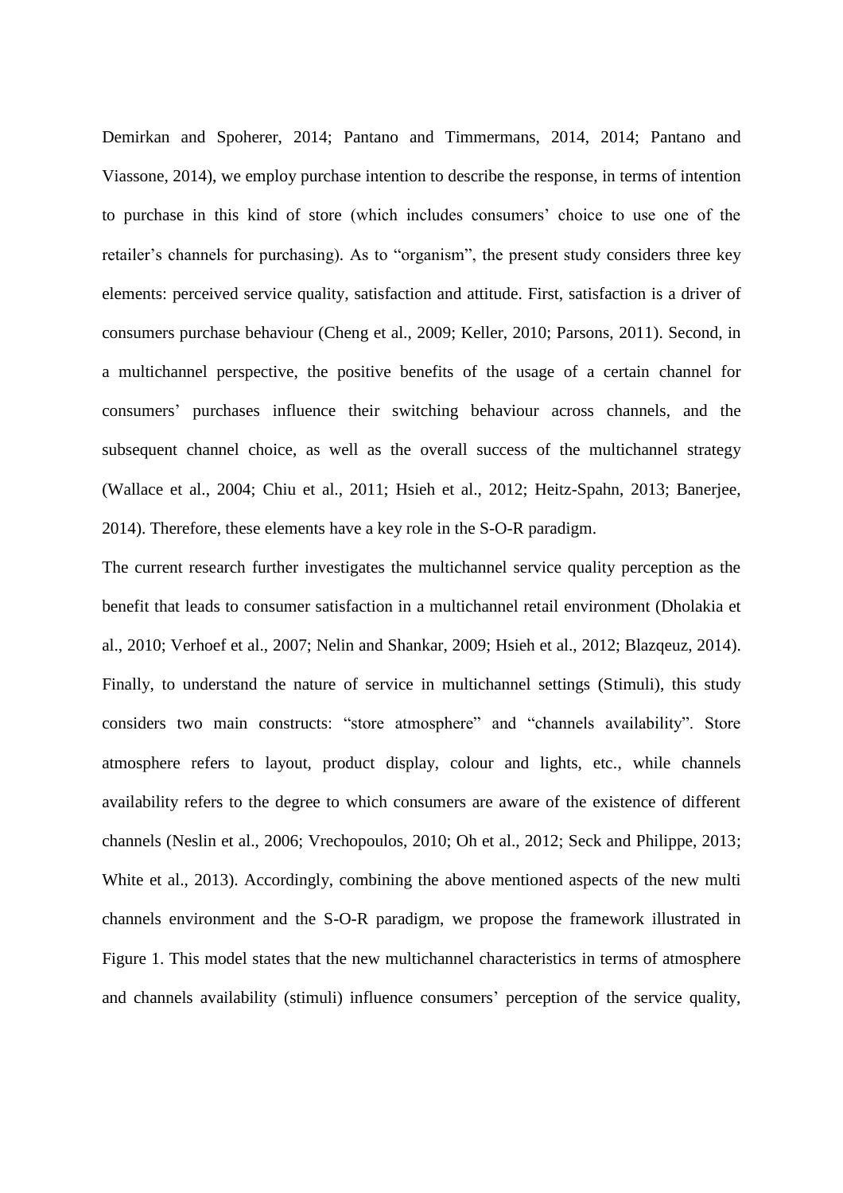Demirkan and Spoherer, 2014; Pantano and Timmermans, 2014, 2014; Pantano and Viassone, 2014), we employ purchase intention to describe the response, in terms of intention to purchase in this kind of store (which includes consumers' choice to use one of the retailer's channels for purchasing). As to "organism", the present study considers three key elements: perceived service quality, satisfaction and attitude. First, satisfaction is a driver of consumers purchase behaviour (Cheng et al., 2009; Keller, 2010; Parsons, 2011). Second, in a multichannel perspective, the positive benefits of the usage of a certain channel for consumers' purchases influence their switching behaviour across channels, and the subsequent channel choice, as well as the overall success of the multichannel strategy (Wallace et al., 2004; Chiu et al., 2011; Hsieh et al., 2012; Heitz-Spahn, 2013; Banerjee, 2014). Therefore, these elements have a key role in the S-O-R paradigm.

The current research further investigates the multichannel service quality perception as the benefit that leads to consumer satisfaction in a multichannel retail environment (Dholakia et al., 2010; Verhoef et al., 2007; Nelin and Shankar, 2009; Hsieh et al., 2012; Blazqeuz, 2014). Finally, to understand the nature of service in multichannel settings (Stimuli), this study considers two main constructs: "store atmosphere" and "channels availability". Store atmosphere refers to layout, product display, colour and lights, etc., while channels availability refers to the degree to which consumers are aware of the existence of different channels (Neslin et al., 2006; Vrechopoulos, 2010; Oh et al., 2012; Seck and Philippe, 2013; White et al., 2013). Accordingly, combining the above mentioned aspects of the new multi channels environment and the S-O-R paradigm, we propose the framework illustrated in Figure 1. This model states that the new multichannel characteristics in terms of atmosphere and channels availability (stimuli) influence consumers' perception of the service quality,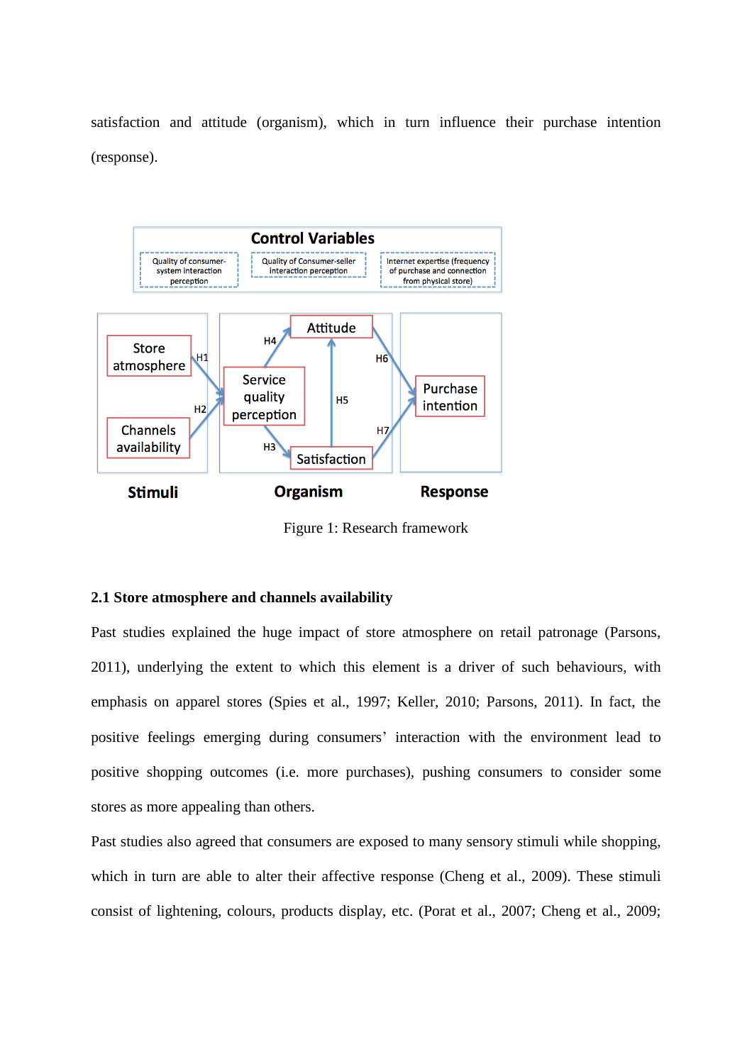satisfaction and attitude (organism), which in turn influence their purchase intention (response).

Figure 1: Research framework

## 2.1 Store atmosphere and channels availability

Past studies explained the huge impact of store atmosphere on retail patronage (Parsons, 2011), underlying the extent to which this element is a driver of such behaviours, with emphasis on apparel stores (Spies et al., 1997; Keller, 2010; Parsons, 2011). In fact, the positive feelings emerging during consumers' interaction with the environment lead to positive shopping outcomes (i.e. more purchases), pushing consumers to consider some stores as more appealing than others.

Past studies also agreed that consumers are exposed to many sensory stimuli while shopping, which in turn are able to alter their affective response (Cheng et al., 2009). These stimuli consist of lightening, colours, products display, etc. (Porat et al., 2007; Cheng et al., 2009;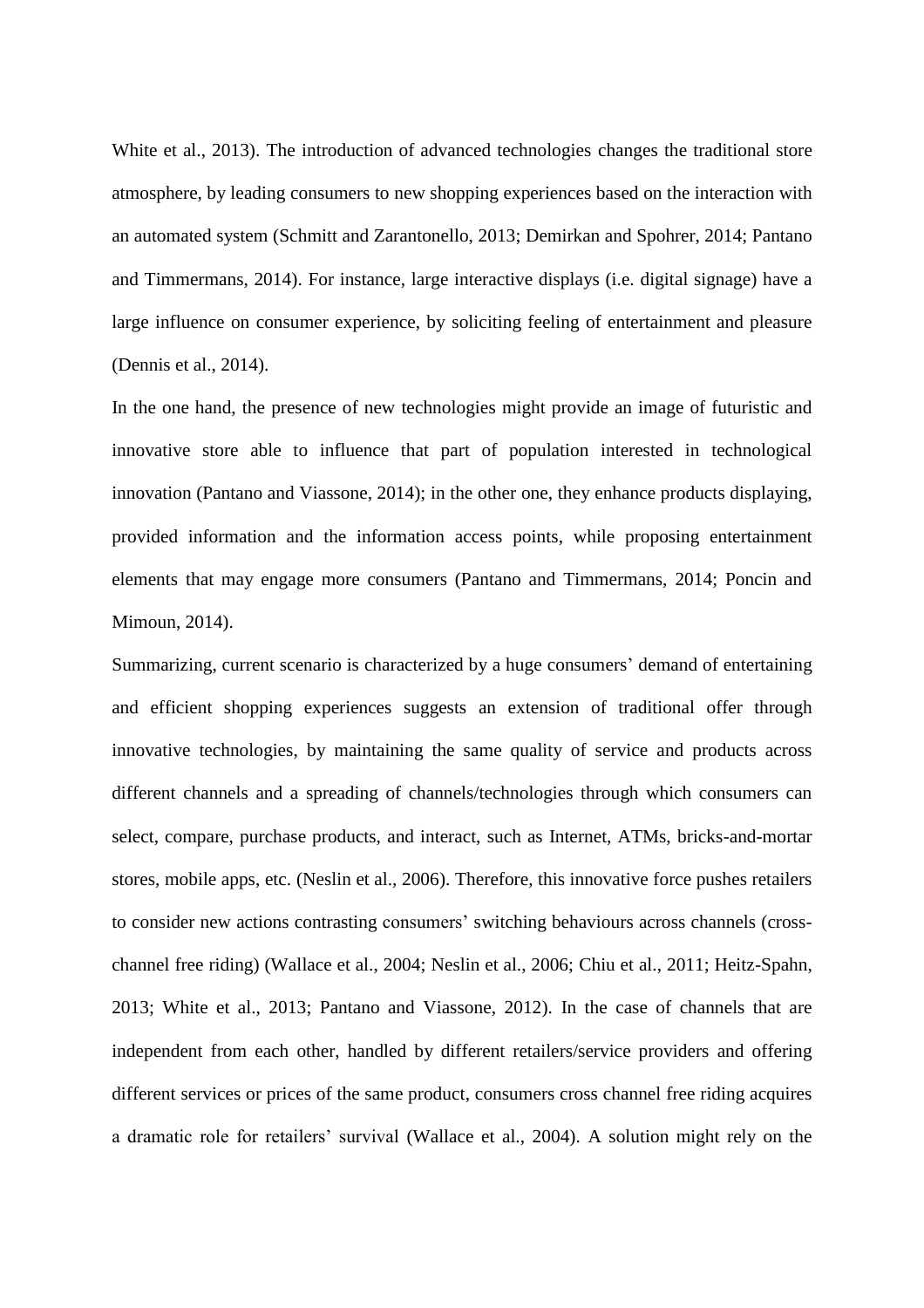White et al., 2013). The introduction of advanced technologies changes the traditional store atmosphere, by leading consumers to new shopping experiences based on the interaction with an automated system (Schmitt and Zarantonello, 2013; Demirkan and Spohrer, 2014; Pantano and Timmermans, 2014). For instance, large interactive displays (i.e. digital signage) have a large influence on consumer experience, by soliciting feeling of entertainment and pleasure (Dennis et al., 2014).

In the one hand, the presence of new technologies might provide an image of futuristic and innovative store able to influence that part of population interested in technological innovation (Pantano and Viassone, 2014); in the other one, they enhance products displaying, provided information and the information access points, while proposing entertainment elements that may engage more consumers (Pantano and Timmermans, 2014; Poncin and Mimoun, 2014).

Summarizing, current scenario is characterized by a huge consumers' demand of entertaining and efficient shopping experiences suggests an extension of traditional offer through innovative technologies, by maintaining the same quality of service and products across different channels and a spreading of channels/technologies through which consumers can select, compare, purchase products, and interact, such as Internet, ATMs, bricks-and-mortar stores, mobile apps, etc. (Neslin et al., 2006). Therefore, this innovative force pushes retailers to consider new actions contrasting consumers' switching behaviours across channels (cross-channel free riding) (Wallace et al., 2004; Neslin et al., 2006; Chiu et al., 2011; Heitz-Spahn, 2013; White et al., 2013; Pantano and Viassone, 2012). In the case of channels that are independent from each other, handled by different retailers/service providers and offering different services or prices of the same product, consumers cross channel free riding acquires a dramatic role for retailers' survival (Wallace et al., 2004). A solution might rely on the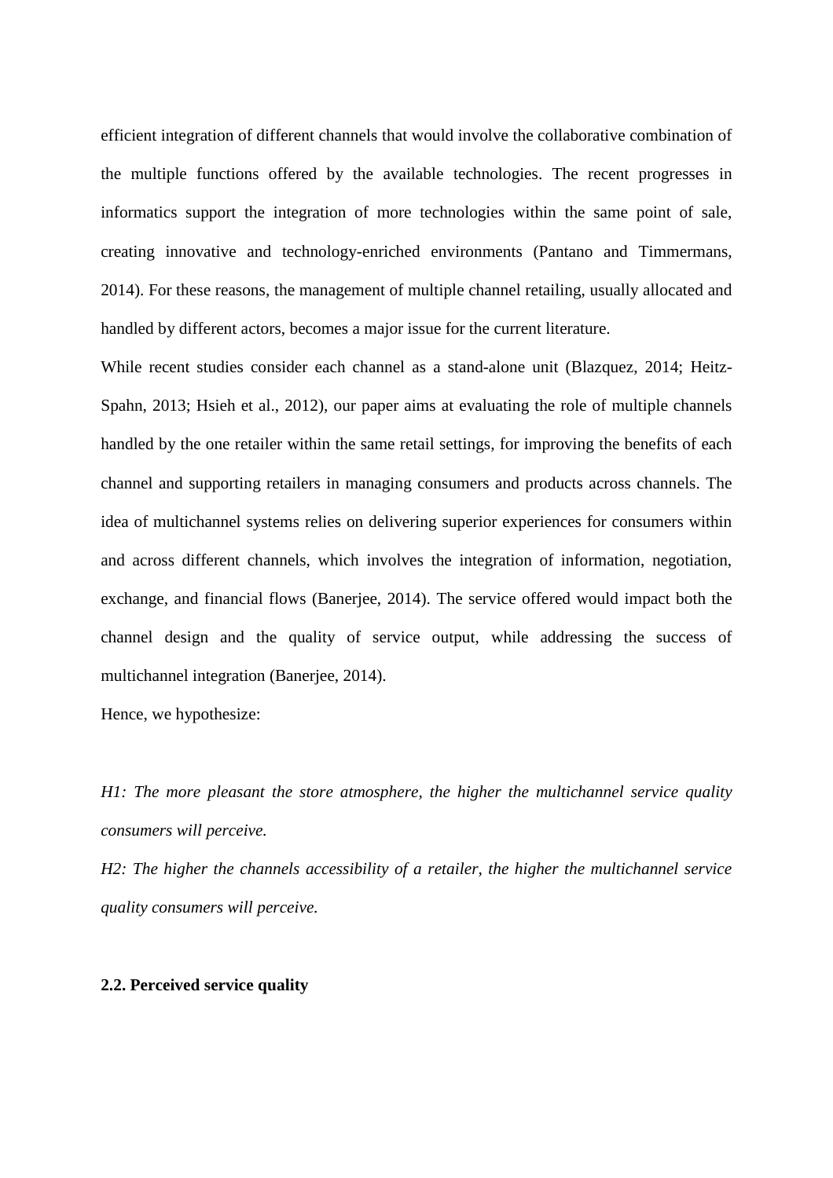efficient integration of different channels that would involve the collaborative combination of the multiple functions offered by the available technologies. The recent progresses in informatics support the integration of more technologies within the same point of sale, creating innovative and technology-enriched environments (Pantano and Timmermans, 2014). For these reasons, the management of multiple channel retailing, usually allocated and handled by different actors, becomes a major issue for the current literature.

While recent studies consider each channel as a stand-alone unit (Blazquez, 2014; Heitz-Spahn, 2013; Hsieh et al., 2012), our paper aims at evaluating the role of multiple channels handled by the one retailer within the same retail settings, for improving the benefits of each channel and supporting retailers in managing consumers and products across channels. The idea of multichannel systems relies on delivering superior experiences for consumers within and across different channels, which involves the integration of information, negotiation, exchange, and financial flows (Banerjee, 2014). The service offered would impact both the channel design and the quality of service output, while addressing the success of multichannel integration (Banerjee, 2014).

Hence, we hypothesize:

*H1: The more pleasant the store atmosphere, the higher the multichannel service quality consumers will perceive.*

*H2: The higher the channels accessibility of a retailer, the higher the multichannel service quality consumers will perceive.*

### 2.2. Perceived service quality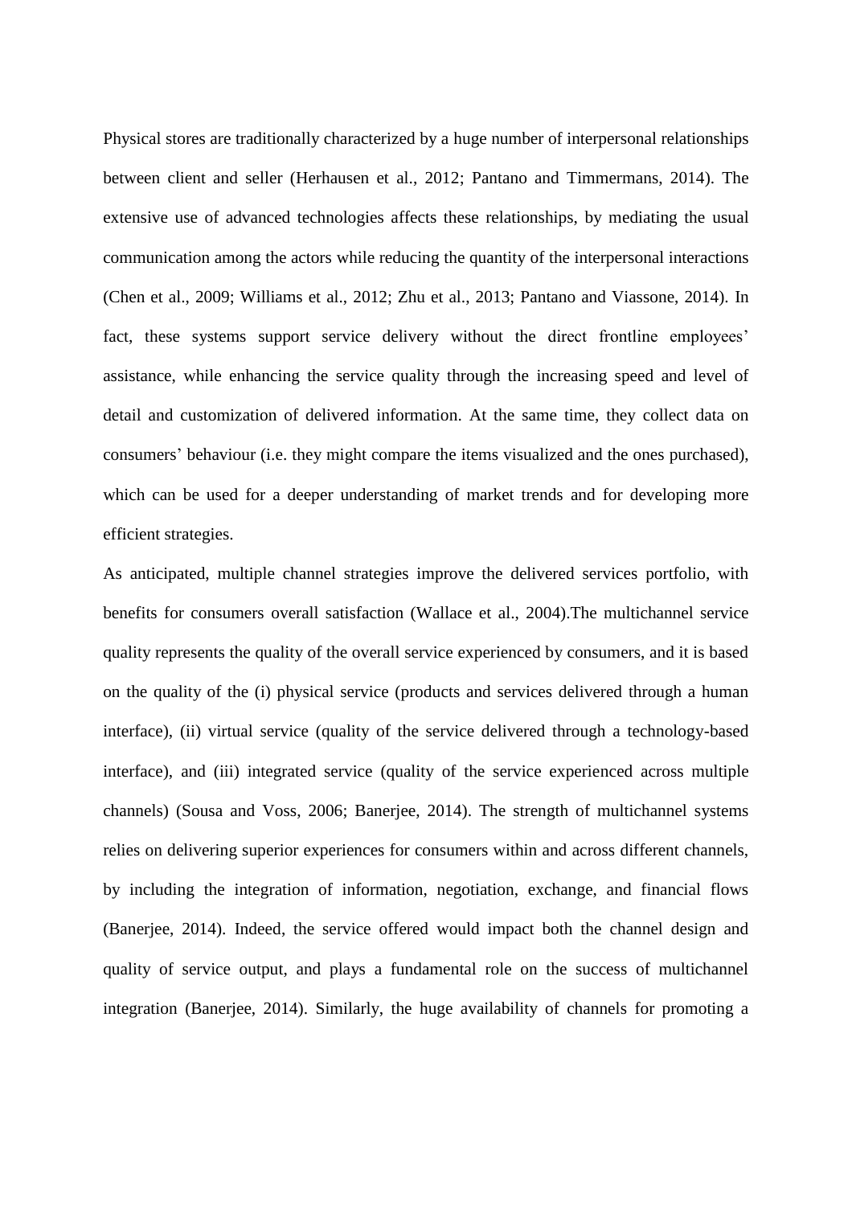Physical stores are traditionally characterized by a huge number of interpersonal relationships between client and seller (Herhausen et al., 2012; Pantano and Timmermans, 2014). The extensive use of advanced technologies affects these relationships, by mediating the usual communication among the actors while reducing the quantity of the interpersonal interactions (Chen et al., 2009; Williams et al., 2012; Zhu et al., 2013; Pantano and Viassone, 2014). In fact, these systems support service delivery without the direct frontline employees' assistance, while enhancing the service quality through the increasing speed and level of detail and customization of delivered information. At the same time, they collect data on consumers' behaviour (i.e. they might compare the items visualized and the ones purchased), which can be used for a deeper understanding of market trends and for developing more efficient strategies.

As anticipated, multiple channel strategies improve the delivered services portfolio, with benefits for consumers overall satisfaction (Wallace et al., 2004).The multichannel service quality represents the quality of the overall service experienced by consumers, and it is based on the quality of the (i) physical service (products and services delivered through a human interface), (ii) virtual service (quality of the service delivered through a technology-based interface), and (iii) integrated service (quality of the service experienced across multiple channels) (Sousa and Voss, 2006; Banerjee, 2014). The strength of multichannel systems relies on delivering superior experiences for consumers within and across different channels, by including the integration of information, negotiation, exchange, and financial flows (Banerjee, 2014). Indeed, the service offered would impact both the channel design and quality of service output, and plays a fundamental role on the success of multichannel integration (Banerjee, 2014). Similarly, the huge availability of channels for promoting a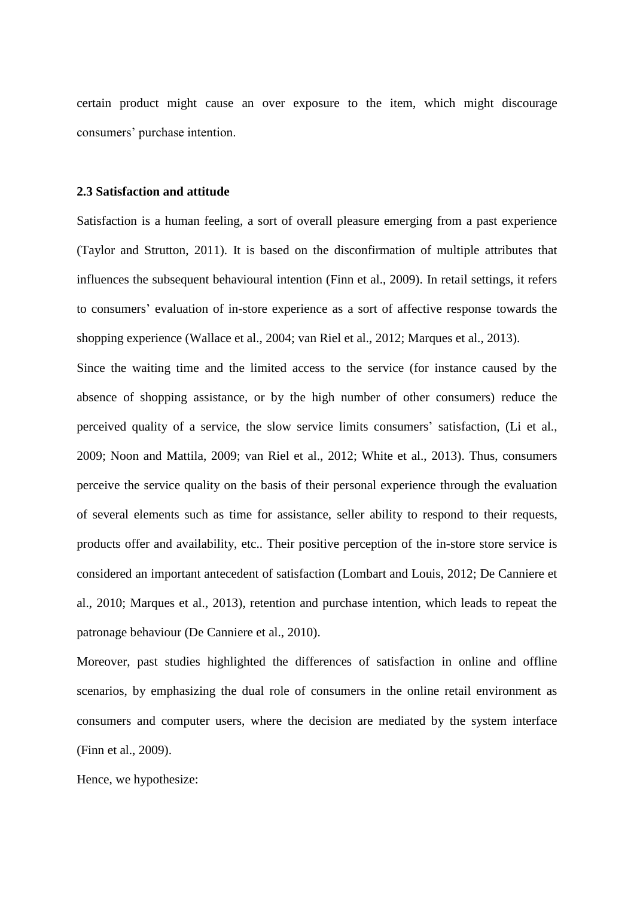certain product might cause an over exposure to the item, which might discourage consumers' purchase intention.

### 2.3 Satisfaction and attitude

Satisfaction is a human feeling, a sort of overall pleasure emerging from a past experience (Taylor and Strutton, 2011). It is based on the disconfirmation of multiple attributes that influences the subsequent behavioural intention (Finn et al., 2009). In retail settings, it refers to consumers' evaluation of in-store experience as a sort of affective response towards the shopping experience (Wallace et al., 2004; van Riel et al., 2012; Marques et al., 2013).

Since the waiting time and the limited access to the service (for instance caused by the absence of shopping assistance, or by the high number of other consumers) reduce the perceived quality of a service, the slow service limits consumers' satisfaction, (Li et al., 2009; Noon and Mattila, 2009; van Riel et al., 2012; White et al., 2013). Thus, consumers perceive the service quality on the basis of their personal experience through the evaluation of several elements such as time for assistance, seller ability to respond to their requests, products offer and availability, etc.. Their positive perception of the in-store store service is considered an important antecedent of satisfaction (Lombart and Louis, 2012; De Canniere et al., 2010; Marques et al., 2013), retention and purchase intention, which leads to repeat the patronage behaviour (De Canniere et al., 2010).

Moreover, past studies highlighted the differences of satisfaction in online and offline scenarios, by emphasizing the dual role of consumers in the online retail environment as consumers and computer users, where the decision are mediated by the system interface (Finn et al., 2009).

Hence, we hypothesize: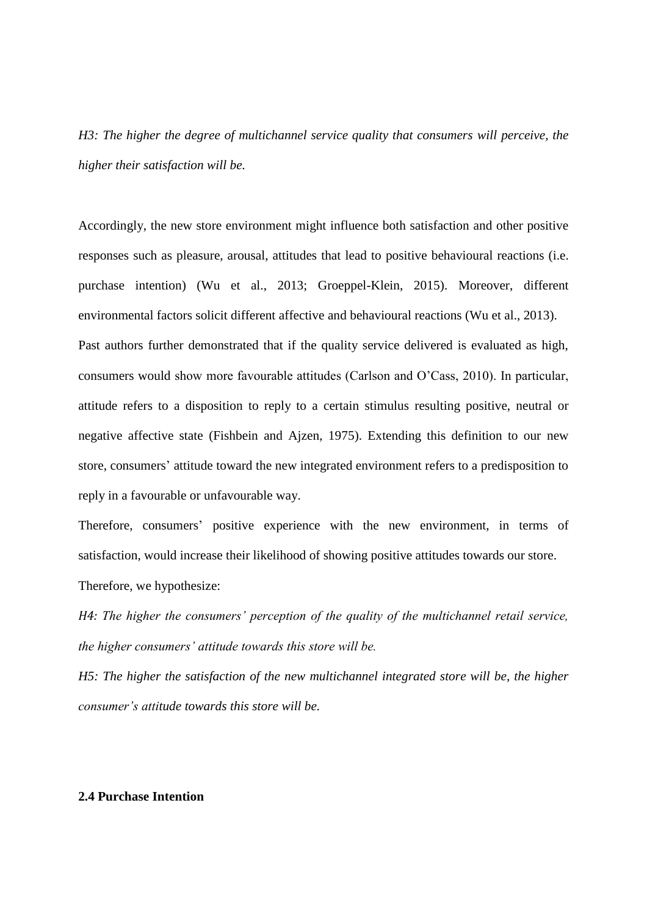*H3: The higher the degree of multichannel service quality that consumers will perceive, the higher their satisfaction will be.*

Accordingly, the new store environment might influence both satisfaction and other positive responses such as pleasure, arousal, attitudes that lead to positive behavioural reactions (i.e. purchase intention) (Wu et al., 2013; Groeppel-Klein, 2015). Moreover, different environmental factors solicit different affective and behavioural reactions (Wu et al., 2013). Past authors further demonstrated that if the quality service delivered is evaluated as high, consumers would show more favourable attitudes (Carlson and O'Cass, 2010). In particular, attitude refers to a disposition to reply to a certain stimulus resulting positive, neutral or negative affective state (Fishbein and Ajzen, 1975). Extending this definition to our new store, consumers' attitude toward the new integrated environment refers to a predisposition to reply in a favourable or unfavourable way.

Therefore, consumers' positive experience with the new environment, in terms of satisfaction, would increase their likelihood of showing positive attitudes towards our store.

Therefore, we hypothesize:

*H4: The higher the consumers' perception of the quality of the multichannel retail service, the higher consumers' attitude towards this store will be.*

*H5: The higher the satisfaction of the new multichannel integrated store will be, the higher consumer's attitude towards this store will be.*

**2.4 Purchase Intention**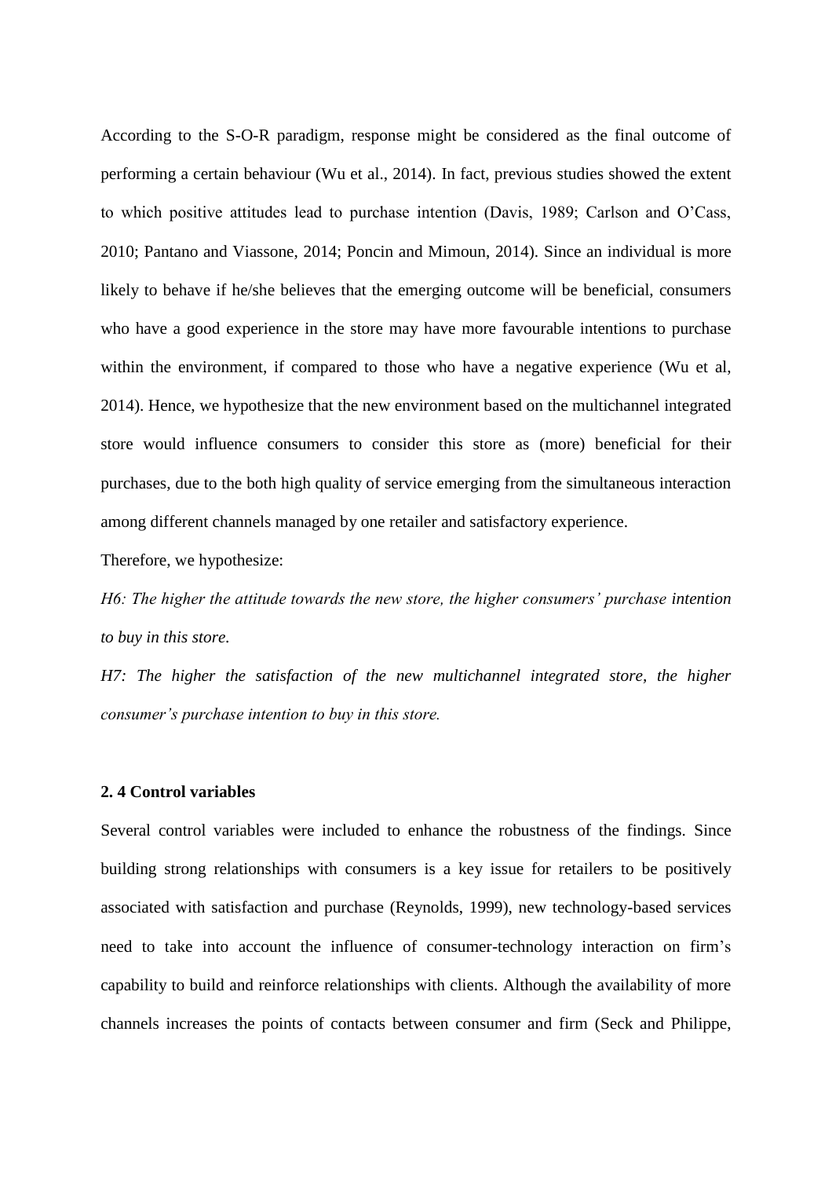According to the S-O-R paradigm, response might be considered as the final outcome of performing a certain behaviour (Wu et al., 2014). In fact, previous studies showed the extent to which positive attitudes lead to purchase intention (Davis, 1989; Carlson and O'Cass, 2010; Pantano and Viassone, 2014; Poncin and Mimoun, 2014). Since an individual is more likely to behave if he/she believes that the emerging outcome will be beneficial, consumers who have a good experience in the store may have more favourable intentions to purchase within the environment, if compared to those who have a negative experience (Wu et al, 2014). Hence, we hypothesize that the new environment based on the multichannel integrated store would influence consumers to consider this store as (more) beneficial for their purchases, due to the both high quality of service emerging from the simultaneous interaction among different channels managed by one retailer and satisfactory experience.

Therefore, we hypothesize:

*H6: The higher the attitude towards the new store, the higher consumers' purchase intention to buy in this store.*

*H7: The higher the satisfaction of the new multichannel integrated store, the higher consumer's purchase intention to buy in this store.*

### 2. 4 Control variables

Several control variables were included to enhance the robustness of the findings. Since building strong relationships with consumers is a key issue for retailers to be positively associated with satisfaction and purchase (Reynolds, 1999), new technology-based services need to take into account the influence of consumer-technology interaction on firm's capability to build and reinforce relationships with clients. Although the availability of more channels increases the points of contacts between consumer and firm (Seck and Philippe,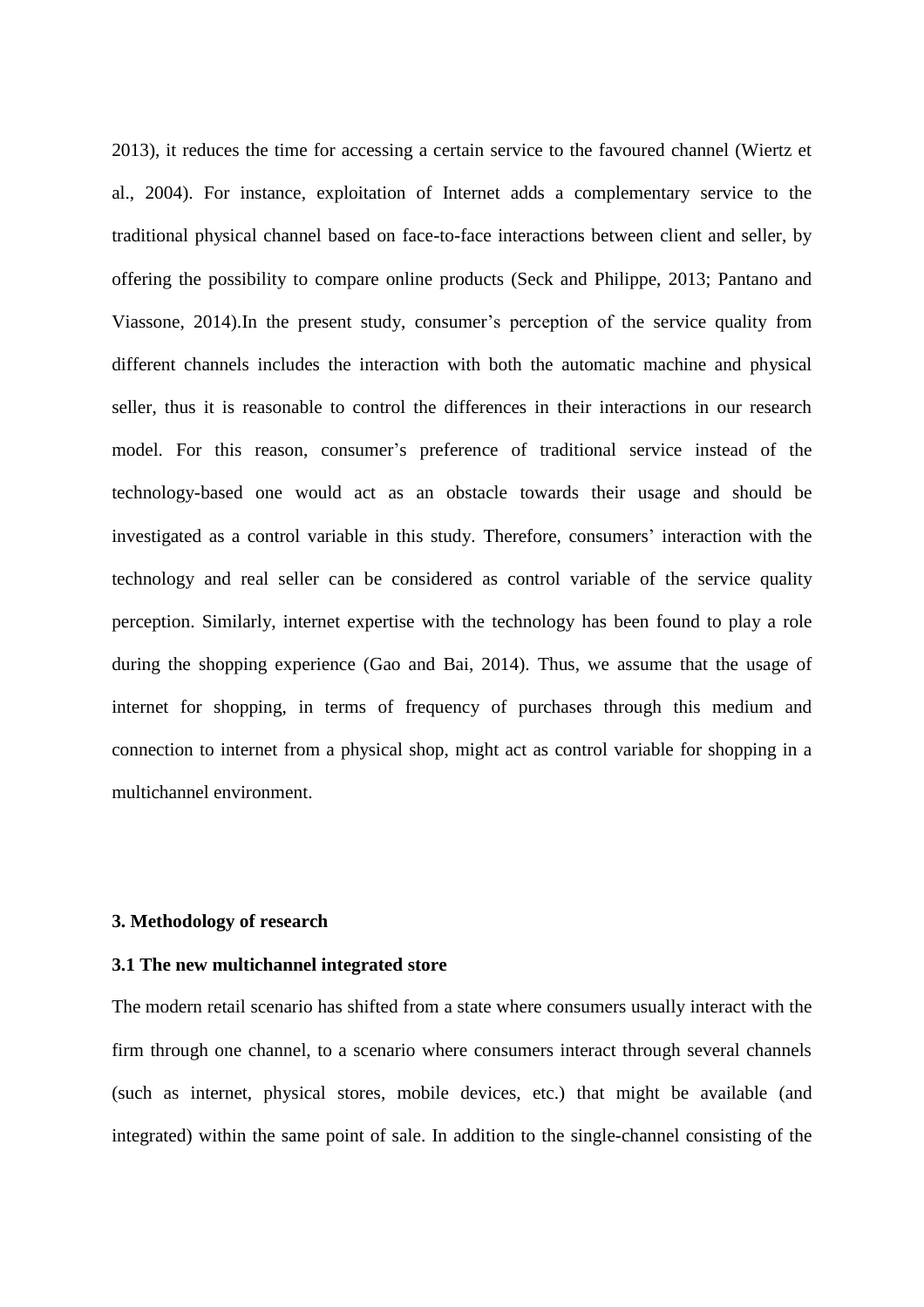2013), it reduces the time for accessing a certain service to the favoured channel (Wiertz et al., 2004). For instance, exploitation of Internet adds a complementary service to the traditional physical channel based on face-to-face interactions between client and seller, by offering the possibility to compare online products (Seck and Philippe, 2013; Pantano and Viassone, 2014).In the present study, consumer's perception of the service quality from different channels includes the interaction with both the automatic machine and physical seller, thus it is reasonable to control the differences in their interactions in our research model. For this reason, consumer's preference of traditional service instead of the technology-based one would act as an obstacle towards their usage and should be investigated as a control variable in this study. Therefore, consumers' interaction with the technology and real seller can be considered as control variable of the service quality perception. Similarly, internet expertise with the technology has been found to play a role during the shopping experience (Gao and Bai, 2014). Thus, we assume that the usage of internet for shopping, in terms of frequency of purchases through this medium and connection to internet from a physical shop, might act as control variable for shopping in a multichannel environment.

## 3. Methodology of research

### 3.1 The new multichannel integrated store

The modern retail scenario has shifted from a state where consumers usually interact with the firm through one channel, to a scenario where consumers interact through several channels (such as internet, physical stores, mobile devices, etc.) that might be available (and integrated) within the same point of sale. In addition to the single-channel consisting of the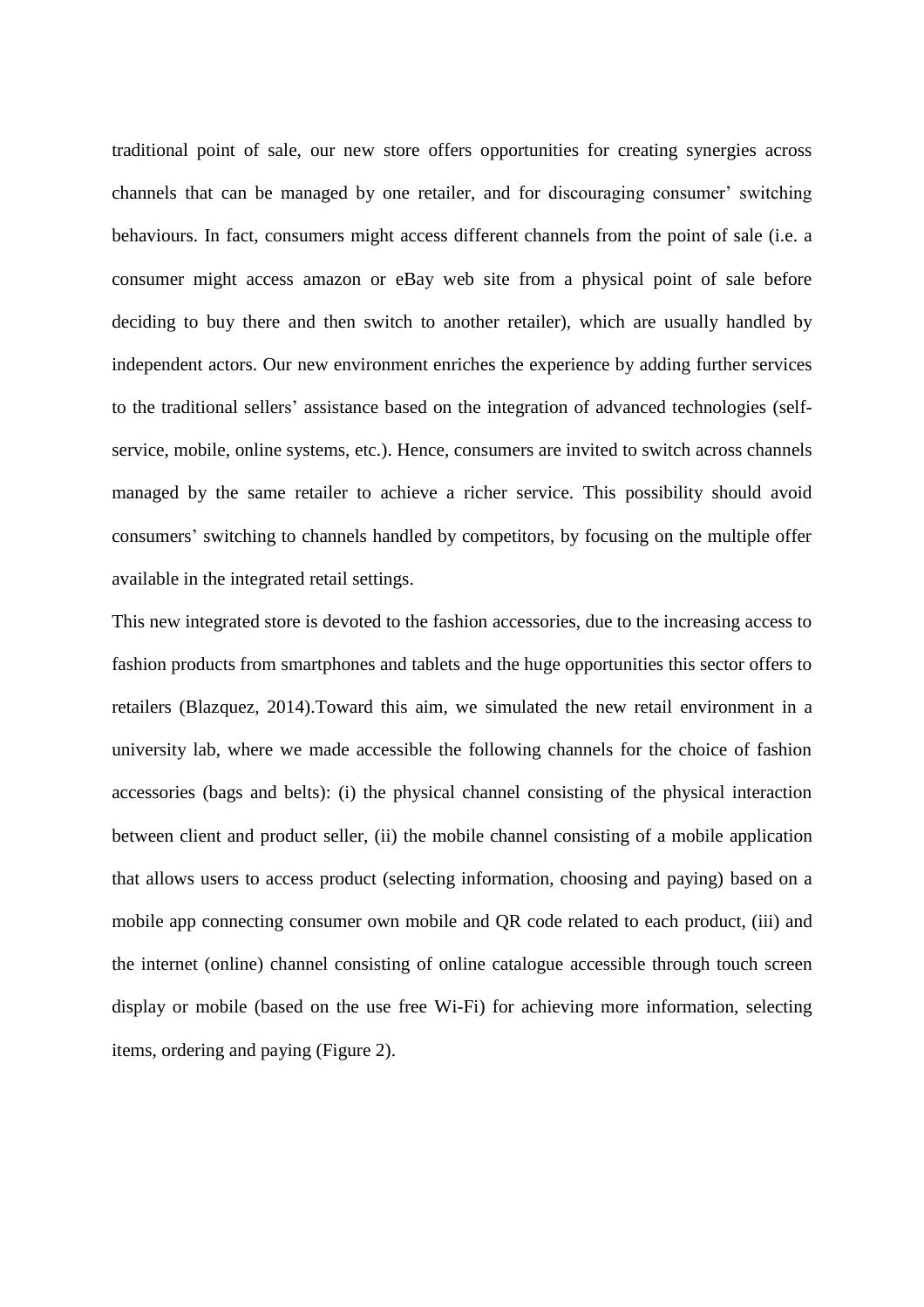traditional point of sale, our new store offers opportunities for creating synergies across channels that can be managed by one retailer, and for discouraging consumer' switching behaviours. In fact, consumers might access different channels from the point of sale (i.e. a consumer might access amazon or eBay web site from a physical point of sale before deciding to buy there and then switch to another retailer), which are usually handled by independent actors. Our new environment enriches the experience by adding further services to the traditional sellers' assistance based on the integration of advanced technologies (self-service, mobile, online systems, etc.). Hence, consumers are invited to switch across channels managed by the same retailer to achieve a richer service. This possibility should avoid consumers' switching to channels handled by competitors, by focusing on the multiple offer available in the integrated retail settings.

This new integrated store is devoted to the fashion accessories, due to the increasing access to fashion products from smartphones and tablets and the huge opportunities this sector offers to retailers (Blazquez, 2014).Toward this aim, we simulated the new retail environment in a university lab, where we made accessible the following channels for the choice of fashion accessories (bags and belts): (i) the physical channel consisting of the physical interaction between client and product seller, (ii) the mobile channel consisting of a mobile application that allows users to access product (selecting information, choosing and paying) based on a mobile app connecting consumer own mobile and QR code related to each product, (iii) and the internet (online) channel consisting of online catalogue accessible through touch screen display or mobile (based on the use free Wi-Fi) for achieving more information, selecting items, ordering and paying (Figure 2).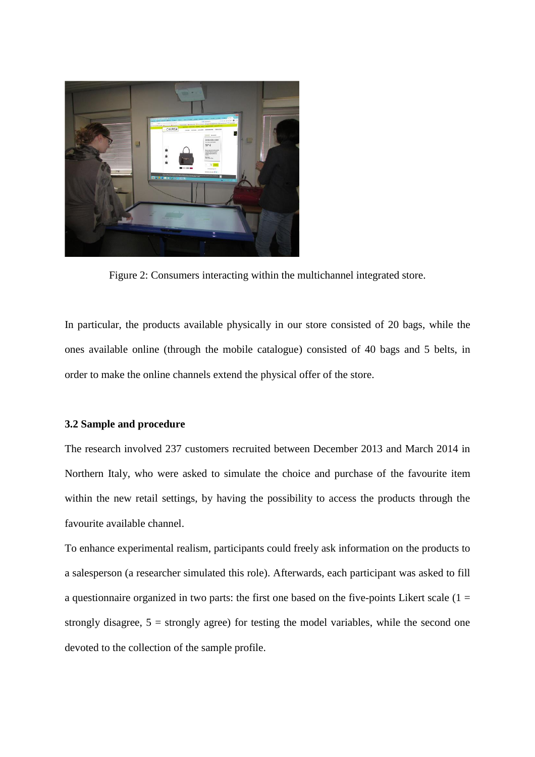Figure 2: Consumers interacting within the multichannel integrated store.

In particular, the products available physically in our store consisted of 20 bags, while the ones available online (through the mobile catalogue) consisted of 40 bags and 5 belts, in order to make the online channels extend the physical offer of the store.

### 3.2 Sample and procedure

The research involved 237 customers recruited between December 2013 and March 2014 in Northern Italy, who were asked to simulate the choice and purchase of the favourite item within the new retail settings, by having the possibility to access the products through the favourite available channel.

To enhance experimental realism, participants could freely ask information on the products to a salesperson (a researcher simulated this role). Afterwards, each participant was asked to fill a questionnaire organized in two parts: the first one based on the five-points Likert scale (1 = strongly disagree, 5 = strongly agree) for testing the model variables, while the second one devoted to the collection of the sample profile.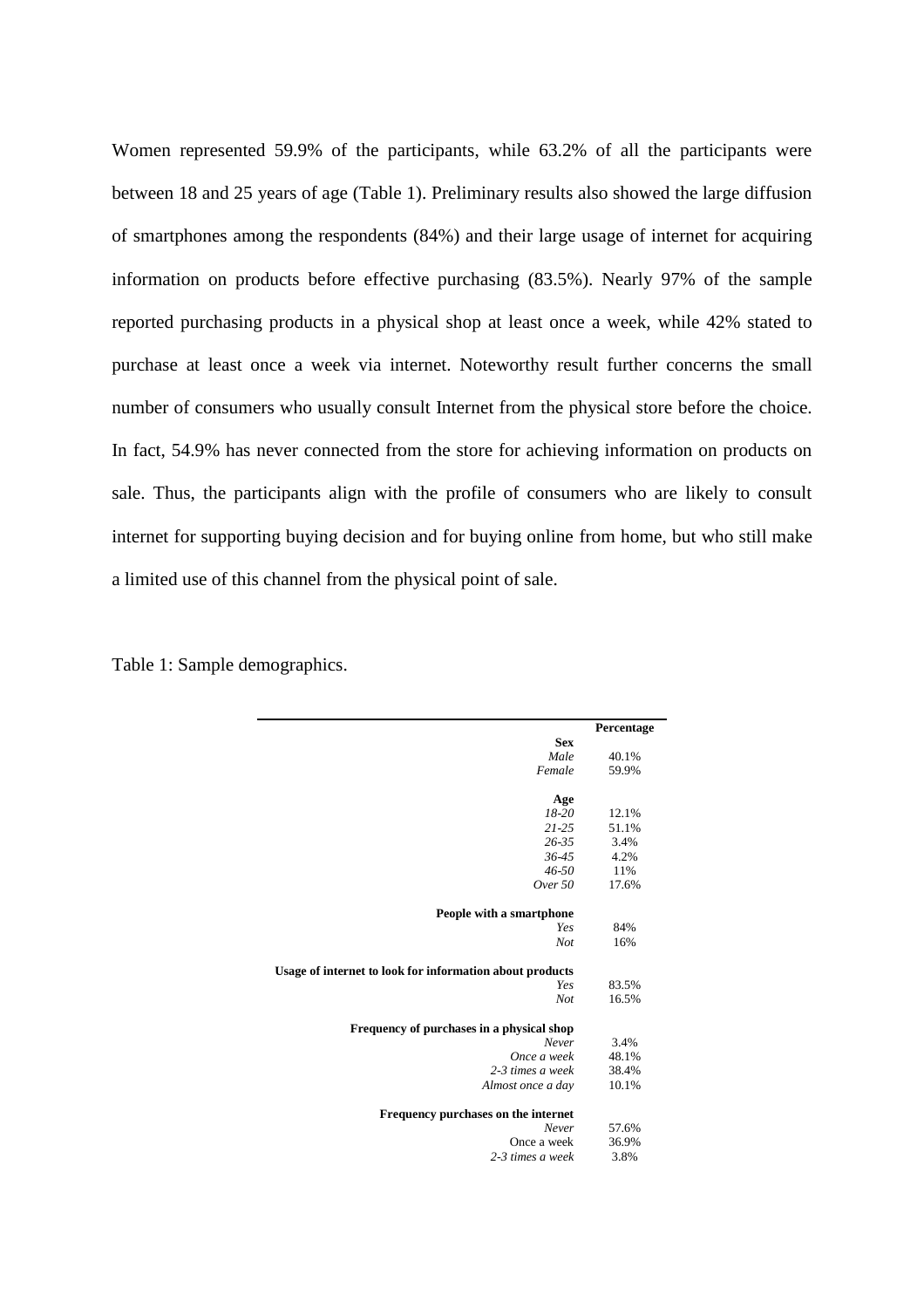Women represented 59.9% of the participants, while 63.2% of all the participants were between 18 and 25 years of age (Table 1). Preliminary results also showed the large diffusion of smartphones among the respondents (84%) and their large usage of internet for acquiring information on products before effective purchasing (83.5%). Nearly 97% of the sample reported purchasing products in a physical shop at least once a week, while 42% stated to purchase at least once a week via internet. Noteworthy result further concerns the small number of consumers who usually consult Internet from the physical store before the choice. In fact, 54.9% has never connected from the store for achieving information on products on sale. Thus, the participants align with the profile of consumers who are likely to consult internet for supporting buying decision and for buying online from home, but who still make a limited use of this channel from the physical point of sale.

Table 1: Sample demographics.

| | Percentage |
|---|---|
| **Sex** | |
| *Male* | 40.1% |
| *Female* | 59.9% |
| **Age** | |
| *18-20* | 12.1% |
| *21-25* | 51.1% |
| *26-35* | 3.4% |
| *36-45* | 4.2% |
| *46-50* | 11% |
| *Over 50* | 17.6% |
| **People with a smartphone** | |
| *Yes* | 84% |
| *Not* | 16% |
| **Usage of internet to look for information about products** | |
| *Yes* | 83.5% |
| *Not* | 16.5% |
| **Frequency of purchases in a physical shop** | |
| *Never* | 3.4% |
| *Once a week* | 48.1% |
| *2-3 times a week* | 38.4% |
| *Almost once a day* | 10.1% |
| **Frequency purchases on the internet** | |
| *Never* | 57.6% |
| Once a week | 36.9% |
| *2-3 times a week* | 3.8% |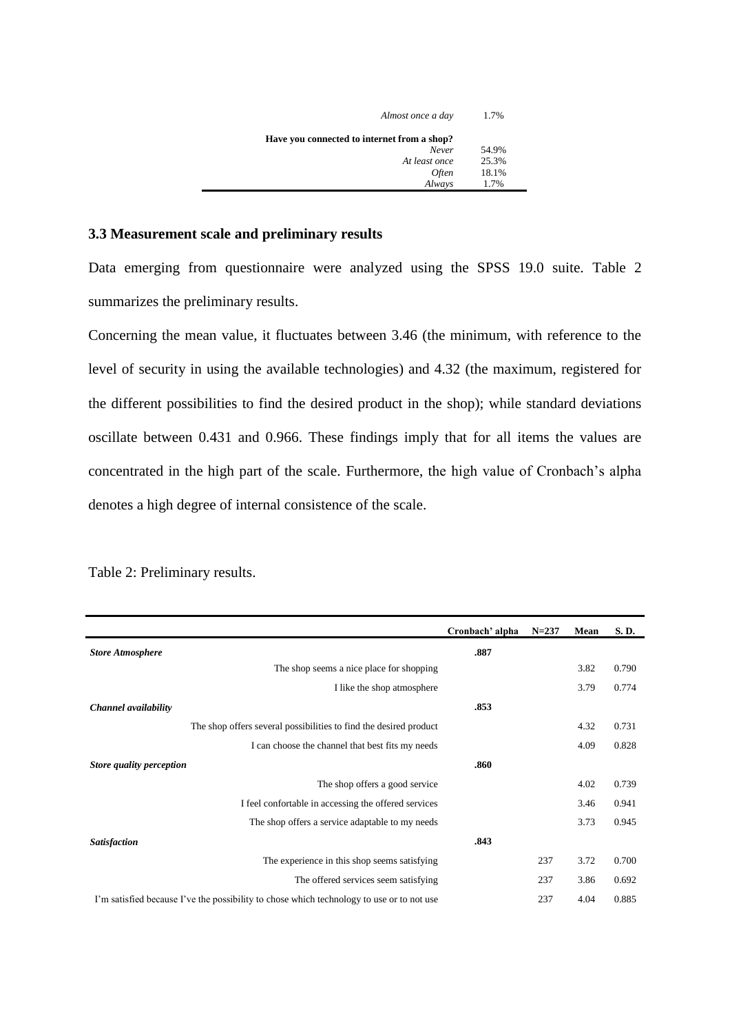| | |
|---|---|
| *Almost once a day* | 1.7% |
| **Have you connected to internet from a shop?** | |
| *Never* | 54.9% |
| *At least once* | 25.3% |
| *Often* | 18.1% |
| *Always* | 1.7% |

### 3.3 Measurement scale and preliminary results

Data emerging from questionnaire were analyzed using the SPSS 19.0 suite. Table 2 summarizes the preliminary results.

Concerning the mean value, it fluctuates between 3.46 (the minimum, with reference to the level of security in using the available technologies) and 4.32 (the maximum, registered for the different possibilities to find the desired product in the shop); while standard deviations oscillate between 0.431 and 0.966. These findings imply that for all items the values are concentrated in the high part of the scale. Furthermore, the high value of Cronbach's alpha denotes a high degree of internal consistence of the scale.

Table 2: Preliminary results.

| | Cronbach' alpha | N=237 | Mean | S. D. |
|---|---|---|---|---|
| ***Store Atmosphere*** | **.887** | | | |
| The shop seems a nice place for shopping | | | 3.82 | 0.790 |
| I like the shop atmosphere | | | 3.79 | 0.774 |
| ***Channel availability*** | **.853** | | | |
| The shop offers several possibilities to find the desired product | | | 4.32 | 0.731 |
| I can choose the channel that best fits my needs | | | 4.09 | 0.828 |
| ***Store quality perception*** | **.860** | | | |
| The shop offers a good service | | | 4.02 | 0.739 |
| I feel confortable in accessing the offered services | | | 3.46 | 0.941 |
| The shop offers a service adaptable to my needs | | | 3.73 | 0.945 |
| ***Satisfaction*** | **.843** | | | |
| The experience in this shop seems satisfying | | 237 | 3.72 | 0.700 |
| The offered services seem satisfying | | 237 | 3.86 | 0.692 |
| I'm satisfied because I've the possibility to chose which technology to use or to not use | | 237 | 4.04 | 0.885 |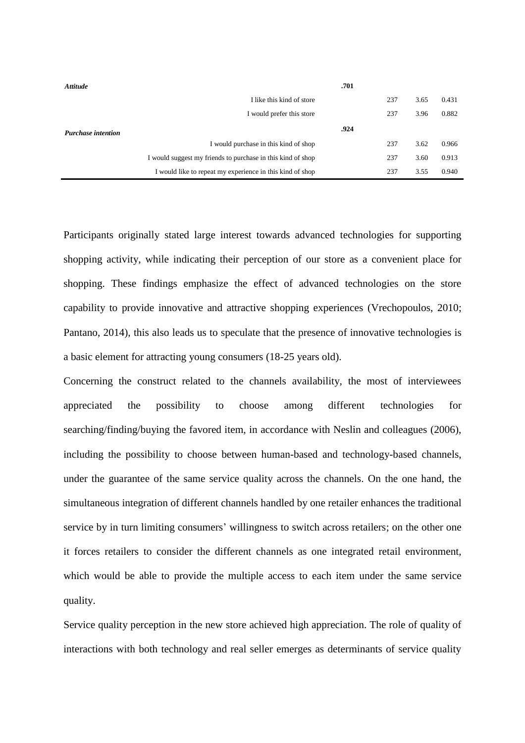| | | | | |
|---|---|---|---|---|
| ***Attitude*** | **.701** | | | |
| I like this kind of store | | 237 | 3.65 | 0.431 |
| I would prefer this store | | 237 | 3.96 | 0.882 |
| ***Purchase intention*** | **.924** | | | |
| I would purchase in this kind of shop | | 237 | 3.62 | 0.966 |
| I would suggest my friends to purchase in this kind of shop | | 237 | 3.60 | 0.913 |
| I would like to repeat my experience in this kind of shop | | 237 | 3.55 | 0.940 |

Participants originally stated large interest towards advanced technologies for supporting shopping activity, while indicating their perception of our store as a convenient place for shopping. These findings emphasize the effect of advanced technologies on the store capability to provide innovative and attractive shopping experiences (Vrechopoulos, 2010; Pantano, 2014), this also leads us to speculate that the presence of innovative technologies is a basic element for attracting young consumers (18-25 years old).

Concerning the construct related to the channels availability, the most of interviewees appreciated the possibility to choose among different technologies for searching/finding/buying the favored item, in accordance with Neslin and colleagues (2006), including the possibility to choose between human-based and technology-based channels, under the guarantee of the same service quality across the channels. On the one hand, the simultaneous integration of different channels handled by one retailer enhances the traditional service by in turn limiting consumers' willingness to switch across retailers; on the other one it forces retailers to consider the different channels as one integrated retail environment, which would be able to provide the multiple access to each item under the same service quality.

Service quality perception in the new store achieved high appreciation. The role of quality of interactions with both technology and real seller emerges as determinants of service quality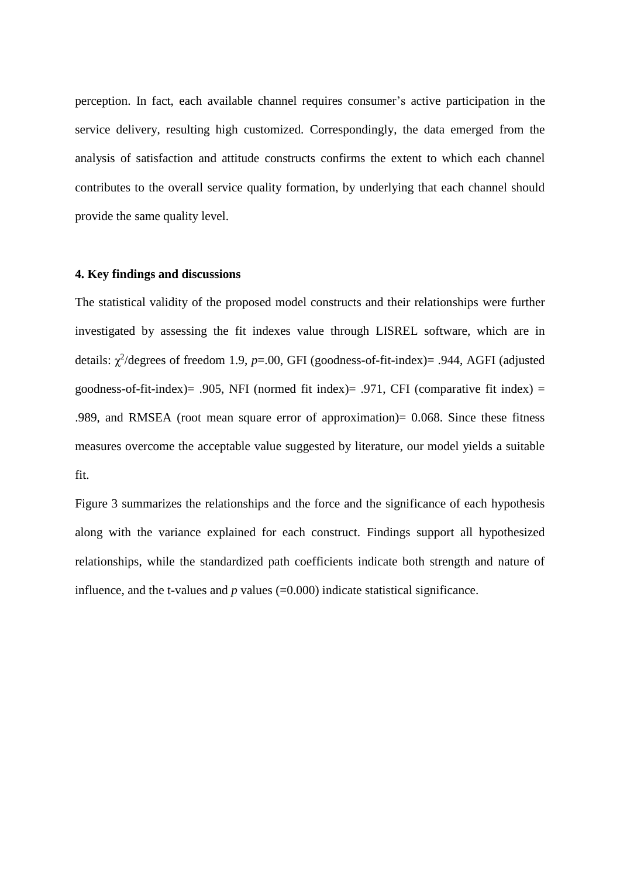perception. In fact, each available channel requires consumer's active participation in the service delivery, resulting high customized. Correspondingly, the data emerged from the analysis of satisfaction and attitude constructs confirms the extent to which each channel contributes to the overall service quality formation, by underlying that each channel should provide the same quality level.

**4. Key findings and discussions**

The statistical validity of the proposed model constructs and their relationships were further investigated by assessing the fit indexes value through LISREL software, which are in details: $\chi^2$/degrees of freedom 1.9, $p$=.00, GFI (goodness-of-fit-index)= .944, AGFI (adjusted goodness-of-fit-index)= .905, NFI (normed fit index)= .971, CFI (comparative fit index) = .989, and RMSEA (root mean square error of approximation)= 0.068. Since these fitness measures overcome the acceptable value suggested by literature, our model yields a suitable fit.

Figure 3 summarizes the relationships and the force and the significance of each hypothesis along with the variance explained for each construct. Findings support all hypothesized relationships, while the standardized path coefficients indicate both strength and nature of influence, and the t-values and $p$ values (=0.000) indicate statistical significance.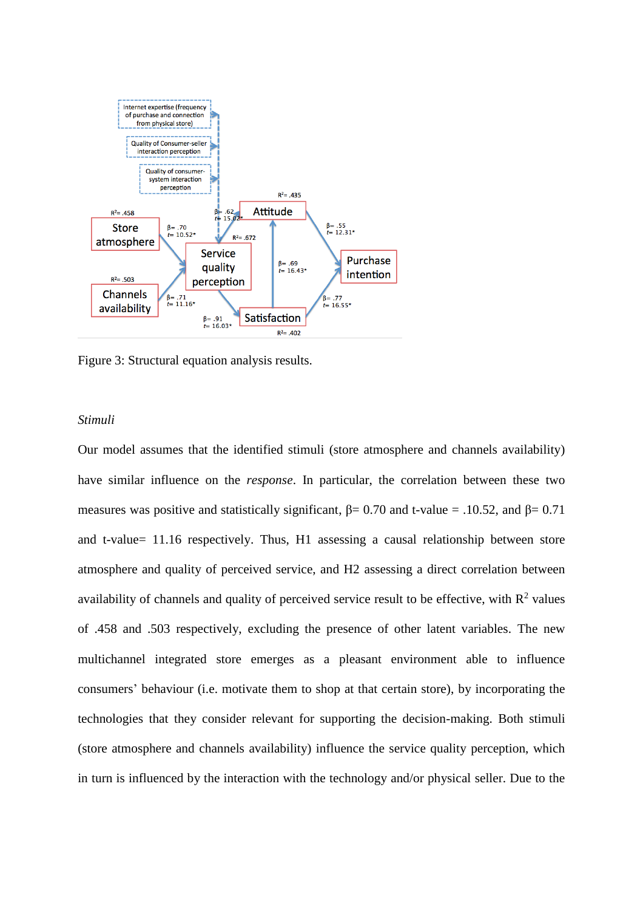Figure 3: Structural equation analysis results.

*Stimuli*

Our model assumes that the identified stimuli (store atmosphere and channels availability) have similar influence on the *response*. In particular, the correlation between these two measures was positive and statistically significant, β= 0.70 and t-value = .10.52, and β= 0.71 and t-value= 11.16 respectively. Thus, H1 assessing a causal relationship between store atmosphere and quality of perceived service, and H2 assessing a direct correlation between availability of channels and quality of perceived service result to be effective, with $R^2$ values of .458 and .503 respectively, excluding the presence of other latent variables. The new multichannel integrated store emerges as a pleasant environment able to influence consumers' behaviour (i.e. motivate them to shop at that certain store), by incorporating the technologies that they consider relevant for supporting the decision-making. Both stimuli (store atmosphere and channels availability) influence the service quality perception, which in turn is influenced by the interaction with the technology and/or physical seller. Due to the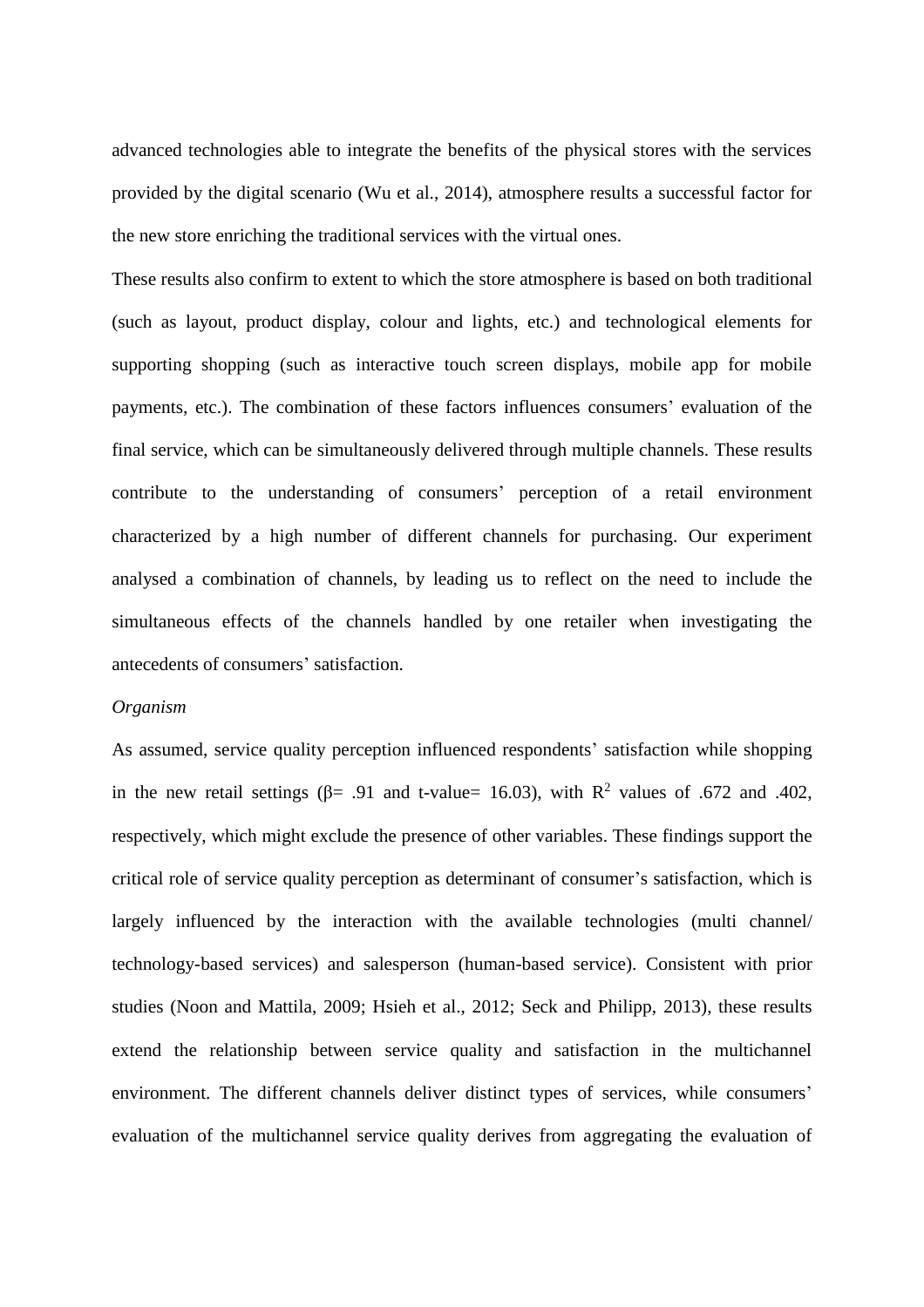advanced technologies able to integrate the benefits of the physical stores with the services provided by the digital scenario (Wu et al., 2014), atmosphere results a successful factor for the new store enriching the traditional services with the virtual ones.

These results also confirm to extent to which the store atmosphere is based on both traditional (such as layout, product display, colour and lights, etc.) and technological elements for supporting shopping (such as interactive touch screen displays, mobile app for mobile payments, etc.). The combination of these factors influences consumers' evaluation of the final service, which can be simultaneously delivered through multiple channels. These results contribute to the understanding of consumers' perception of a retail environment characterized by a high number of different channels for purchasing. Our experiment analysed a combination of channels, by leading us to reflect on the need to include the simultaneous effects of the channels handled by one retailer when investigating the antecedents of consumers' satisfaction.

*Organism*

As assumed, service quality perception influenced respondents' satisfaction while shopping in the new retail settings ($\beta$= .91 and t-value= 16.03), with $R^2$ values of .672 and .402, respectively, which might exclude the presence of other variables. These findings support the critical role of service quality perception as determinant of consumer's satisfaction, which is largely influenced by the interaction with the available technologies (multi channel/ technology-based services) and salesperson (human-based service). Consistent with prior studies (Noon and Mattila, 2009; Hsieh et al., 2012; Seck and Philipp, 2013), these results extend the relationship between service quality and satisfaction in the multichannel environment. The different channels deliver distinct types of services, while consumers' evaluation of the multichannel service quality derives from aggregating the evaluation of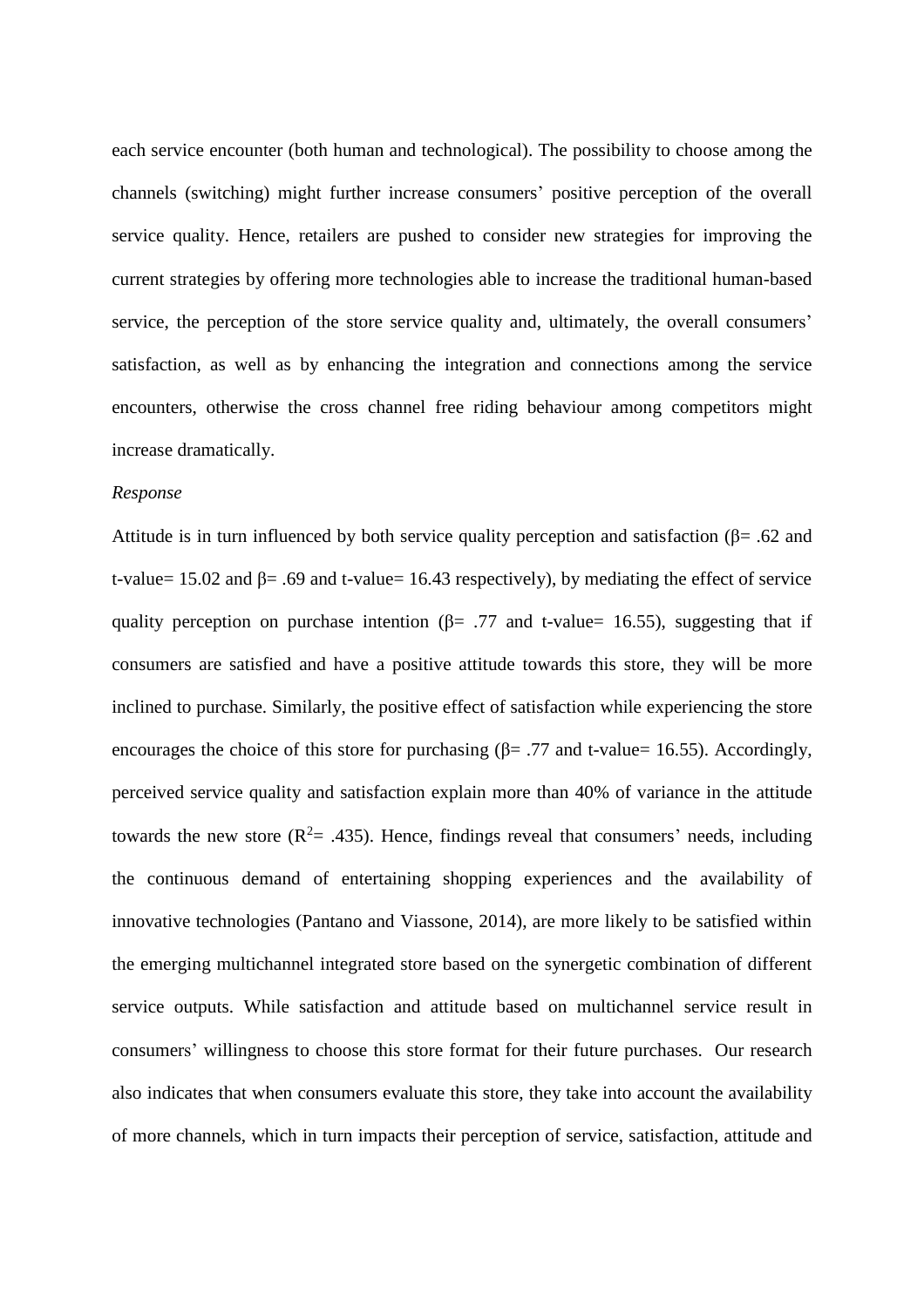each service encounter (both human and technological). The possibility to choose among the channels (switching) might further increase consumers' positive perception of the overall service quality. Hence, retailers are pushed to consider new strategies for improving the current strategies by offering more technologies able to increase the traditional human-based service, the perception of the store service quality and, ultimately, the overall consumers' satisfaction, as well as by enhancing the integration and connections among the service encounters, otherwise the cross channel free riding behaviour among competitors might increase dramatically.

*Response*

Attitude is in turn influenced by both service quality perception and satisfaction (β= .62 and t-value= 15.02 and β= .69 and t-value= 16.43 respectively), by mediating the effect of service quality perception on purchase intention (β= .77 and t-value= 16.55), suggesting that if consumers are satisfied and have a positive attitude towards this store, they will be more inclined to purchase. Similarly, the positive effect of satisfaction while experiencing the store encourages the choice of this store for purchasing (β= .77 and t-value= 16.55). Accordingly, perceived service quality and satisfaction explain more than 40% of variance in the attitude towards the new store ($R^2$= .435). Hence, findings reveal that consumers' needs, including the continuous demand of entertaining shopping experiences and the availability of innovative technologies (Pantano and Viassone, 2014), are more likely to be satisfied within the emerging multichannel integrated store based on the synergetic combination of different service outputs. While satisfaction and attitude based on multichannel service result in consumers' willingness to choose this store format for their future purchases. Our research also indicates that when consumers evaluate this store, they take into account the availability of more channels, which in turn impacts their perception of service, satisfaction, attitude and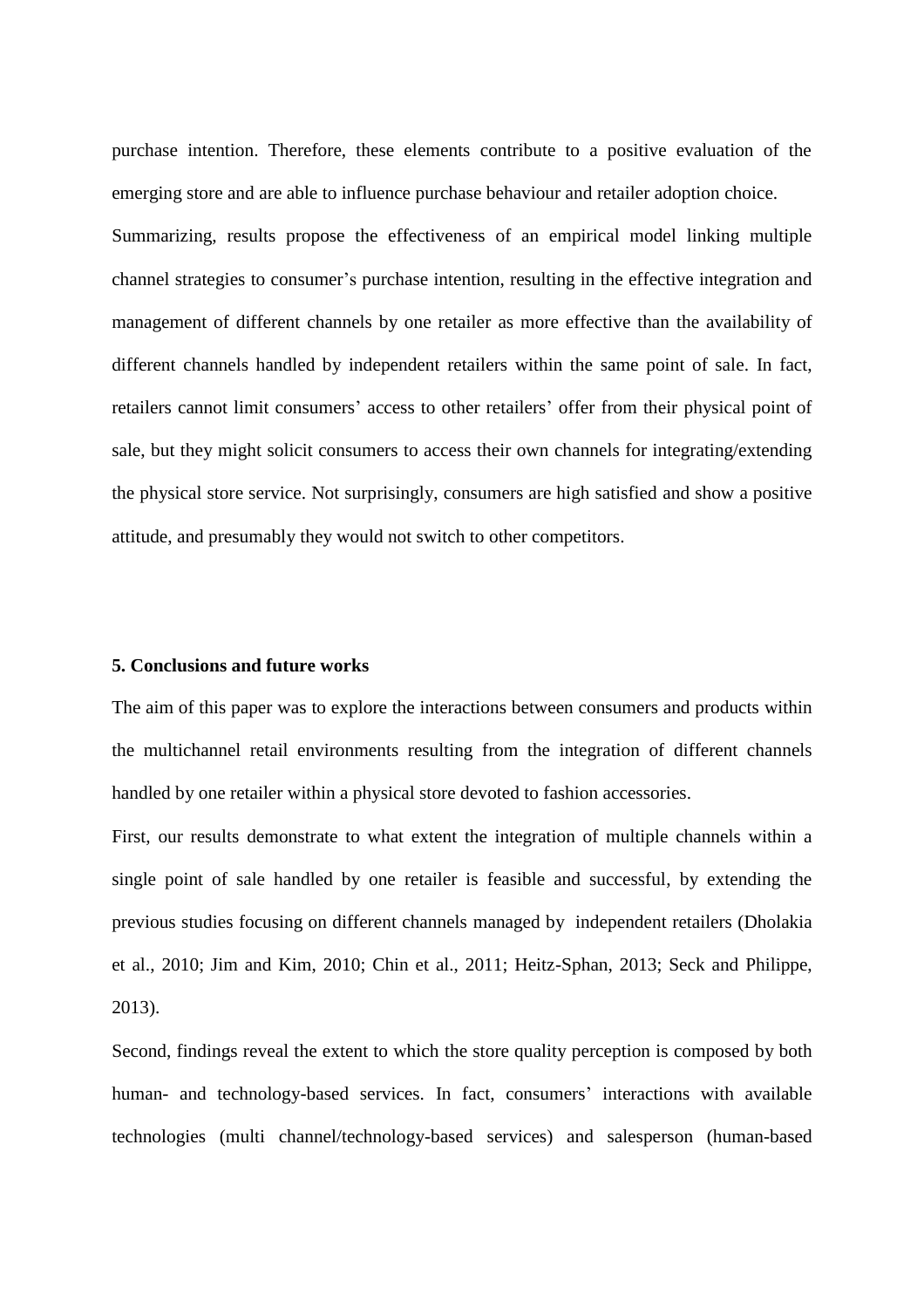purchase intention. Therefore, these elements contribute to a positive evaluation of the emerging store and are able to influence purchase behaviour and retailer adoption choice.

Summarizing, results propose the effectiveness of an empirical model linking multiple channel strategies to consumer's purchase intention, resulting in the effective integration and management of different channels by one retailer as more effective than the availability of different channels handled by independent retailers within the same point of sale. In fact, retailers cannot limit consumers' access to other retailers' offer from their physical point of sale, but they might solicit consumers to access their own channels for integrating/extending the physical store service. Not surprisingly, consumers are high satisfied and show a positive attitude, and presumably they would not switch to other competitors.

## 5. Conclusions and future works

The aim of this paper was to explore the interactions between consumers and products within the multichannel retail environments resulting from the integration of different channels handled by one retailer within a physical store devoted to fashion accessories.

First, our results demonstrate to what extent the integration of multiple channels within a single point of sale handled by one retailer is feasible and successful, by extending the previous studies focusing on different channels managed by independent retailers (Dholakia et al., 2010; Jim and Kim, 2010; Chin et al., 2011; Heitz-Sphan, 2013; Seck and Philippe, 2013).

Second, findings reveal the extent to which the store quality perception is composed by both human- and technology-based services. In fact, consumers' interactions with available technologies (multi channel/technology-based services) and salesperson (human-based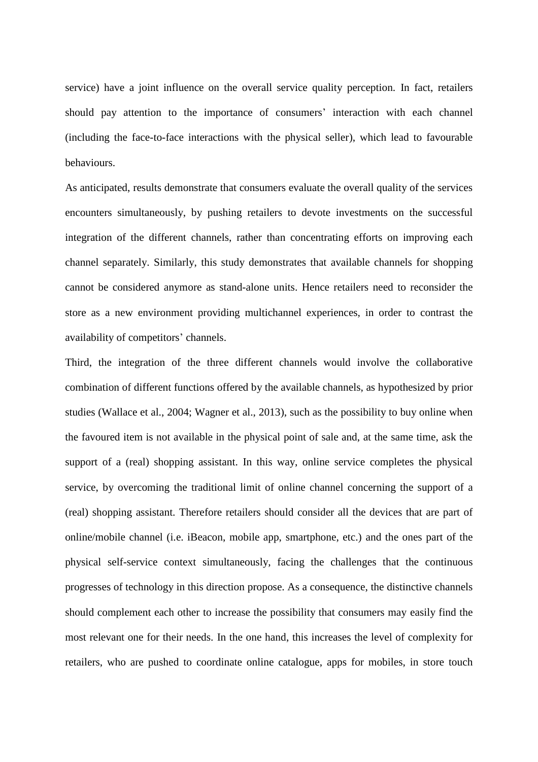service) have a joint influence on the overall service quality perception. In fact, retailers should pay attention to the importance of consumers' interaction with each channel (including the face-to-face interactions with the physical seller), which lead to favourable behaviours.

As anticipated, results demonstrate that consumers evaluate the overall quality of the services encounters simultaneously, by pushing retailers to devote investments on the successful integration of the different channels, rather than concentrating efforts on improving each channel separately. Similarly, this study demonstrates that available channels for shopping cannot be considered anymore as stand-alone units. Hence retailers need to reconsider the store as a new environment providing multichannel experiences, in order to contrast the availability of competitors' channels.

Third, the integration of the three different channels would involve the collaborative combination of different functions offered by the available channels, as hypothesized by prior studies (Wallace et al., 2004; Wagner et al., 2013), such as the possibility to buy online when the favoured item is not available in the physical point of sale and, at the same time, ask the support of a (real) shopping assistant. In this way, online service completes the physical service, by overcoming the traditional limit of online channel concerning the support of a (real) shopping assistant. Therefore retailers should consider all the devices that are part of online/mobile channel (i.e. iBeacon, mobile app, smartphone, etc.) and the ones part of the physical self-service context simultaneously, facing the challenges that the continuous progresses of technology in this direction propose. As a consequence, the distinctive channels should complement each other to increase the possibility that consumers may easily find the most relevant one for their needs. In the one hand, this increases the level of complexity for retailers, who are pushed to coordinate online catalogue, apps for mobiles, in store touch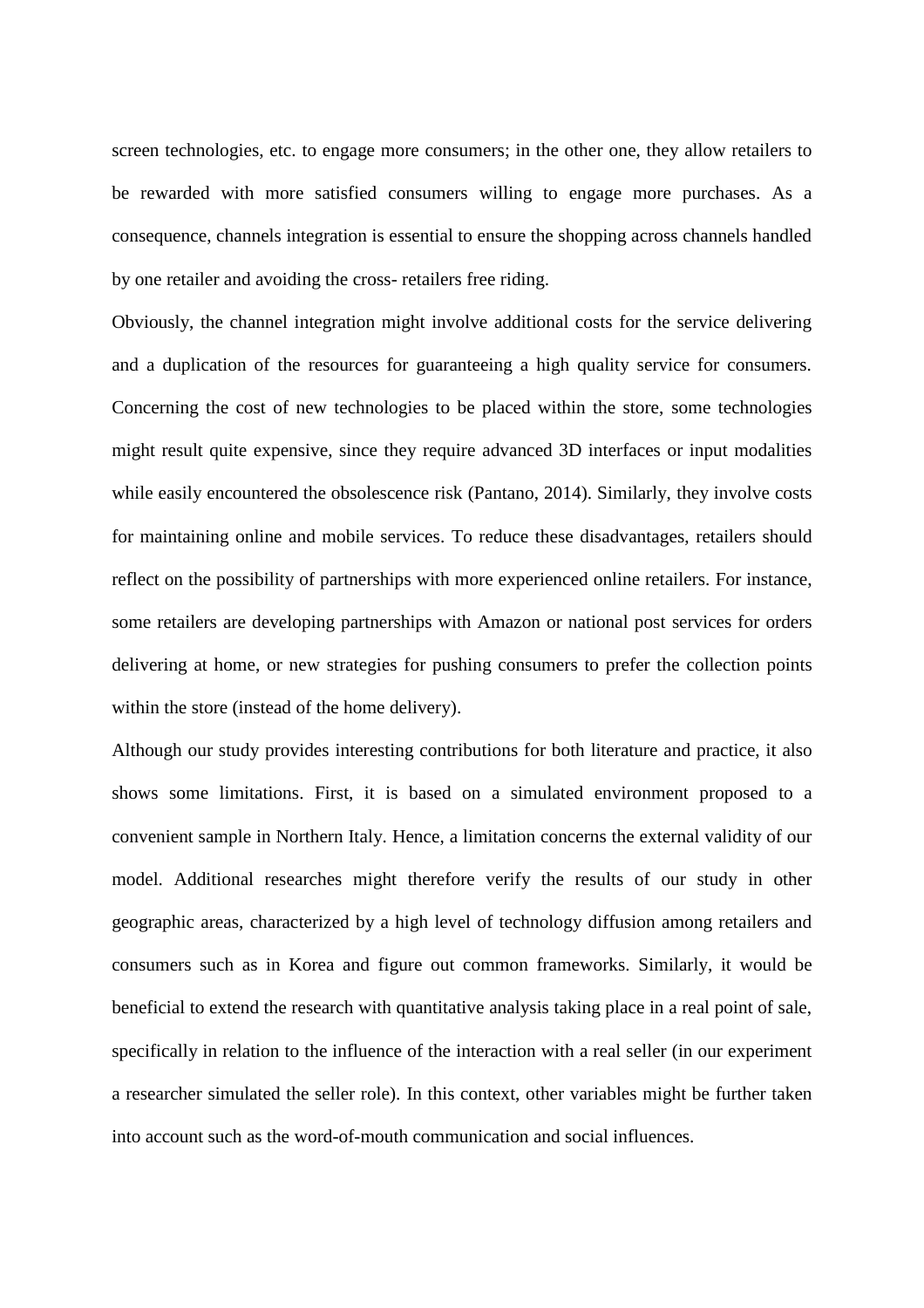screen technologies, etc. to engage more consumers; in the other one, they allow retailers to be rewarded with more satisfied consumers willing to engage more purchases. As a consequence, channels integration is essential to ensure the shopping across channels handled by one retailer and avoiding the cross- retailers free riding.

Obviously, the channel integration might involve additional costs for the service delivering and a duplication of the resources for guaranteeing a high quality service for consumers. Concerning the cost of new technologies to be placed within the store, some technologies might result quite expensive, since they require advanced 3D interfaces or input modalities while easily encountered the obsolescence risk (Pantano, 2014). Similarly, they involve costs for maintaining online and mobile services. To reduce these disadvantages, retailers should reflect on the possibility of partnerships with more experienced online retailers. For instance, some retailers are developing partnerships with Amazon or national post services for orders delivering at home, or new strategies for pushing consumers to prefer the collection points within the store (instead of the home delivery).

Although our study provides interesting contributions for both literature and practice, it also shows some limitations. First, it is based on a simulated environment proposed to a convenient sample in Northern Italy. Hence, a limitation concerns the external validity of our model. Additional researches might therefore verify the results of our study in other geographic areas, characterized by a high level of technology diffusion among retailers and consumers such as in Korea and figure out common frameworks. Similarly, it would be beneficial to extend the research with quantitative analysis taking place in a real point of sale, specifically in relation to the influence of the interaction with a real seller (in our experiment a researcher simulated the seller role). In this context, other variables might be further taken into account such as the word-of-mouth communication and social influences.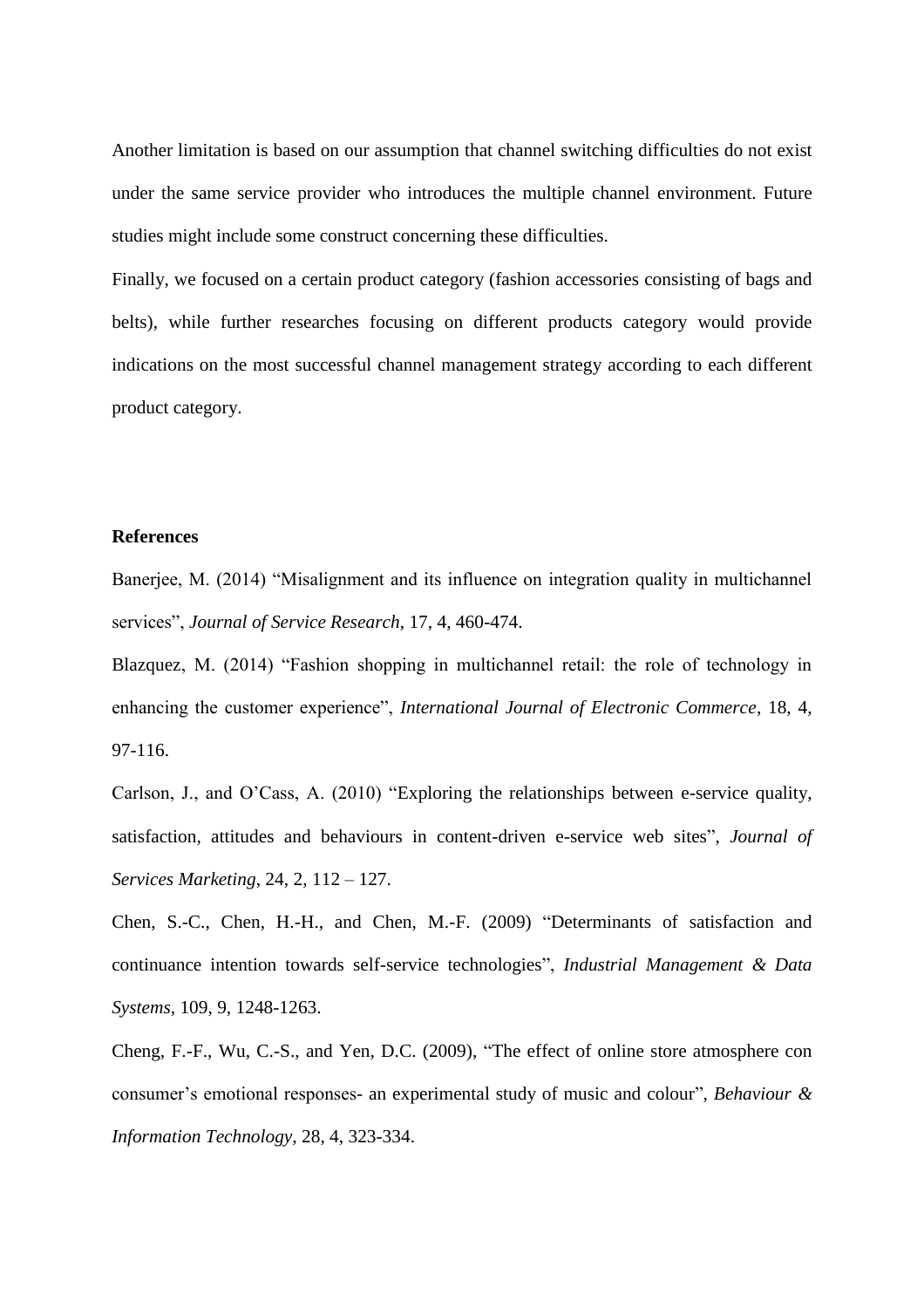Another limitation is based on our assumption that channel switching difficulties do not exist under the same service provider who introduces the multiple channel environment. Future studies might include some construct concerning these difficulties.

Finally, we focused on a certain product category (fashion accessories consisting of bags and belts), while further researches focusing on different products category would provide indications on the most successful channel management strategy according to each different product category.

**References**

Banerjee, M. (2014) “Misalignment and its influence on integration quality in multichannel services”, *Journal of Service Research*, 17, 4, 460-474.

Blazquez, M. (2014) “Fashion shopping in multichannel retail: the role of technology in enhancing the customer experience”, *International Journal of Electronic Commerce*, 18, 4, 97-116.

Carlson, J., and O’Cass, A. (2010) “Exploring the relationships between e-service quality, satisfaction, attitudes and behaviours in content-driven e-service web sites”, *Journal of Services Marketing*, 24, 2, 112 – 127.

Chen, S.-C., Chen, H.-H., and Chen, M.-F. (2009) “Determinants of satisfaction and continuance intention towards self-service technologies”, *Industrial Management & Data Systems*, 109, 9, 1248-1263.

Cheng, F.-F., Wu, C.-S., and Yen, D.C. (2009), “The effect of online store atmosphere con consumer’s emotional responses- an experimental study of music and colour”, *Behaviour & Information Technology*, 28, 4, 323-334.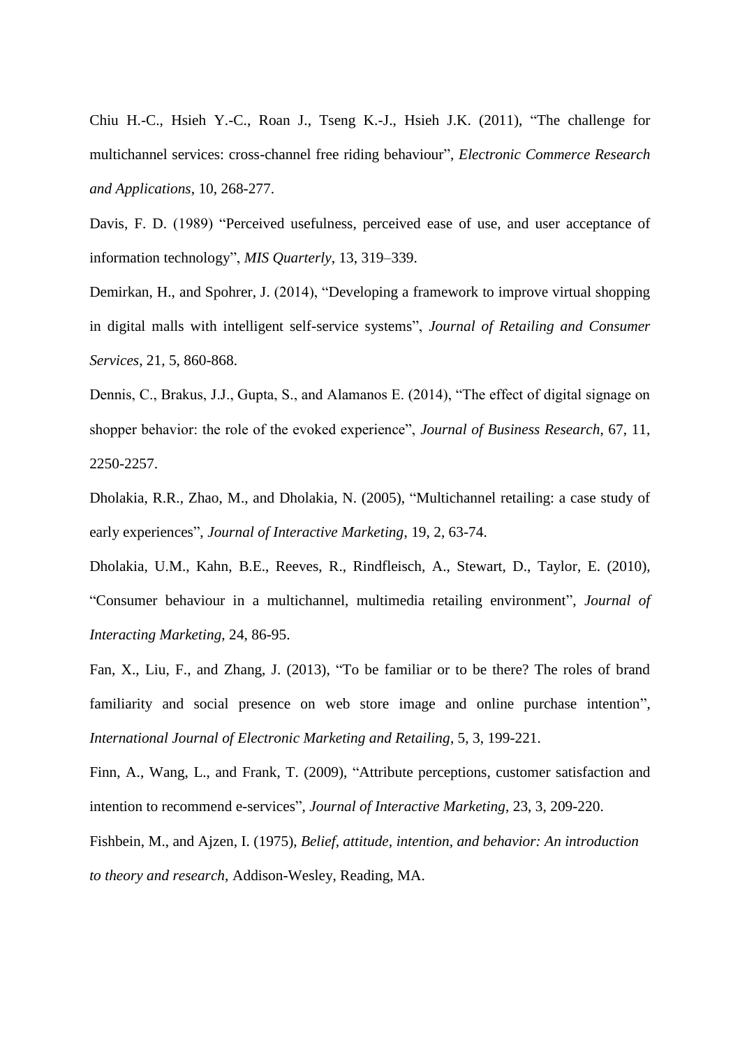Chiu H.-C., Hsieh Y.-C., Roan J., Tseng K.-J., Hsieh J.K. (2011), "The challenge for multichannel services: cross-channel free riding behaviour", *Electronic Commerce Research and Applications*, 10, 268-277.

Davis, F. D. (1989) "Perceived usefulness, perceived ease of use, and user acceptance of information technology", *MIS Quarterly*, 13, 319–339.

Demirkan, H., and Spohrer, J. (2014), "Developing a framework to improve virtual shopping in digital malls with intelligent self-service systems", *Journal of Retailing and Consumer Services*, 21, 5, 860-868.

Dennis, C., Brakus, J.J., Gupta, S., and Alamanos E. (2014), "The effect of digital signage on shopper behavior: the role of the evoked experience", *Journal of Business Research*, 67, 11, 2250-2257.

Dholakia, R.R., Zhao, M., and Dholakia, N. (2005), "Multichannel retailing: a case study of early experiences", *Journal of Interactive Marketing*, 19, 2, 63-74.

Dholakia, U.M., Kahn, B.E., Reeves, R., Rindfleisch, A., Stewart, D., Taylor, E. (2010), "Consumer behaviour in a multichannel, multimedia retailing environment", *Journal of Interacting Marketing*, 24, 86-95.

Fan, X., Liu, F., and Zhang, J. (2013), "To be familiar or to be there? The roles of brand familiarity and social presence on web store image and online purchase intention", *International Journal of Electronic Marketing and Retailing*, 5, 3, 199-221.

Finn, A., Wang, L., and Frank, T. (2009), "Attribute perceptions, customer satisfaction and intention to recommend e-services", *Journal of Interactive Marketing*, 23, 3, 209-220.

Fishbein, M., and Ajzen, I. (1975), *Belief, attitude, intention, and behavior: An introduction to theory and research*, Addison-Wesley, Reading, MA.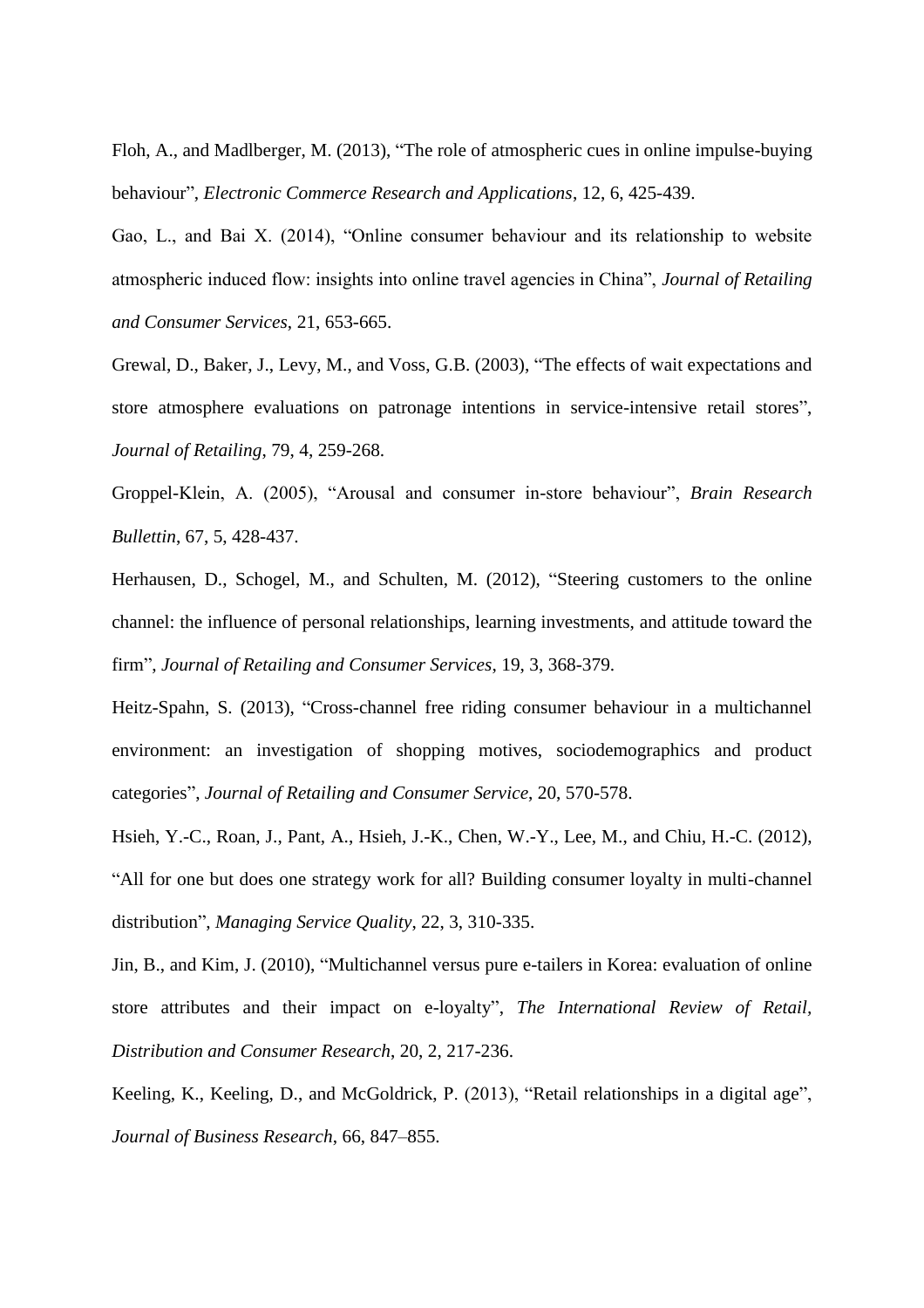Floh, A., and Madlberger, M. (2013), "The role of atmospheric cues in online impulse-buying behaviour", *Electronic Commerce Research and Applications*, 12, 6, 425-439.

Gao, L., and Bai X. (2014), "Online consumer behaviour and its relationship to website atmospheric induced flow: insights into online travel agencies in China", *Journal of Retailing and Consumer Services*, 21, 653-665.

Grewal, D., Baker, J., Levy, M., and Voss, G.B. (2003), "The effects of wait expectations and store atmosphere evaluations on patronage intentions in service-intensive retail stores", *Journal of Retailing*, 79, 4, 259-268.

Groppel-Klein, A. (2005), "Arousal and consumer in-store behaviour", *Brain Research Bullettin*, 67, 5, 428-437.

Herhausen, D., Schogel, M., and Schulten, M. (2012), "Steering customers to the online channel: the influence of personal relationships, learning investments, and attitude toward the firm", *Journal of Retailing and Consumer Services*, 19, 3, 368-379.

Heitz-Spahn, S. (2013), "Cross-channel free riding consumer behaviour in a multichannel environment: an investigation of shopping motives, sociodemographics and product categories", *Journal of Retailing and Consumer Service*, 20, 570-578.

Hsieh, Y.-C., Roan, J., Pant, A., Hsieh, J.-K., Chen, W.-Y., Lee, M., and Chiu, H.-C. (2012), "All for one but does one strategy work for all? Building consumer loyalty in multi-channel distribution", *Managing Service Quality*, 22, 3, 310-335.

Jin, B., and Kim, J. (2010), "Multichannel versus pure e-tailers in Korea: evaluation of online store attributes and their impact on e-loyalty", *The International Review of Retail, Distribution and Consumer Research*, 20, 2, 217-236.

Keeling, K., Keeling, D., and McGoldrick, P. (2013), "Retail relationships in a digital age", *Journal of Business Research*, 66, 847–855.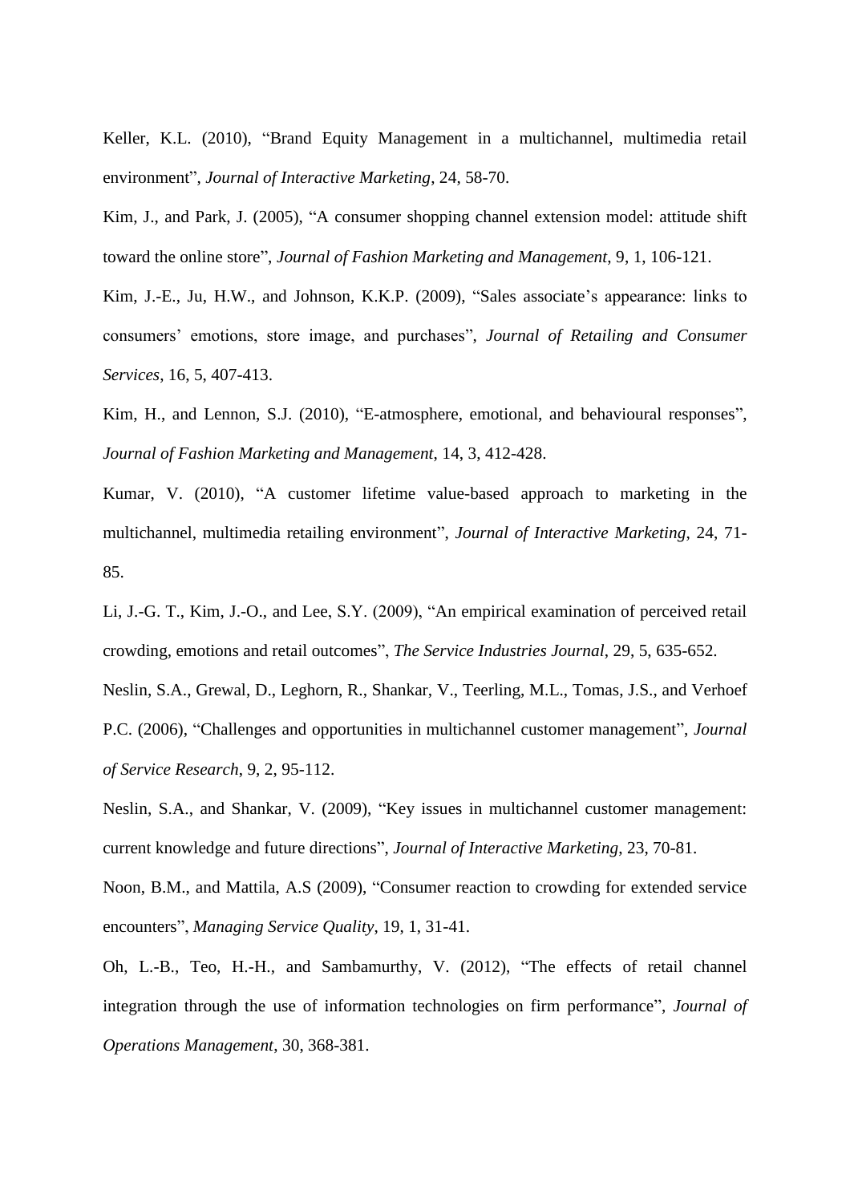Keller, K.L. (2010), "Brand Equity Management in a multichannel, multimedia retail environment", *Journal of Interactive Marketing*, 24, 58-70.

Kim, J., and Park, J. (2005), "A consumer shopping channel extension model: attitude shift toward the online store", *Journal of Fashion Marketing and Management*, 9, 1, 106-121.

Kim, J.-E., Ju, H.W., and Johnson, K.K.P. (2009), "Sales associate's appearance: links to consumers' emotions, store image, and purchases", *Journal of Retailing and Consumer Services*, 16, 5, 407-413.

Kim, H., and Lennon, S.J. (2010), "E-atmosphere, emotional, and behavioural responses", *Journal of Fashion Marketing and Management*, 14, 3, 412-428.

Kumar, V. (2010), "A customer lifetime value-based approach to marketing in the multichannel, multimedia retailing environment", *Journal of Interactive Marketing*, 24, 71-85.

Li, J.-G. T., Kim, J.-O., and Lee, S.Y. (2009), "An empirical examination of perceived retail crowding, emotions and retail outcomes", *The Service Industries Journal*, 29, 5, 635-652.

Neslin, S.A., Grewal, D., Leghorn, R., Shankar, V., Teerling, M.L., Tomas, J.S., and Verhoef P.C. (2006), "Challenges and opportunities in multichannel customer management", *Journal of Service Research*, 9, 2, 95-112.

Neslin, S.A., and Shankar, V. (2009), "Key issues in multichannel customer management: current knowledge and future directions", *Journal of Interactive Marketing*, 23, 70-81.

Noon, B.M., and Mattila, A.S (2009), "Consumer reaction to crowding for extended service encounters", *Managing Service Quality*, 19, 1, 31-41.

Oh, L.-B., Teo, H.-H., and Sambamurthy, V. (2012), "The effects of retail channel integration through the use of information technologies on firm performance", *Journal of Operations Management*, 30, 368-381.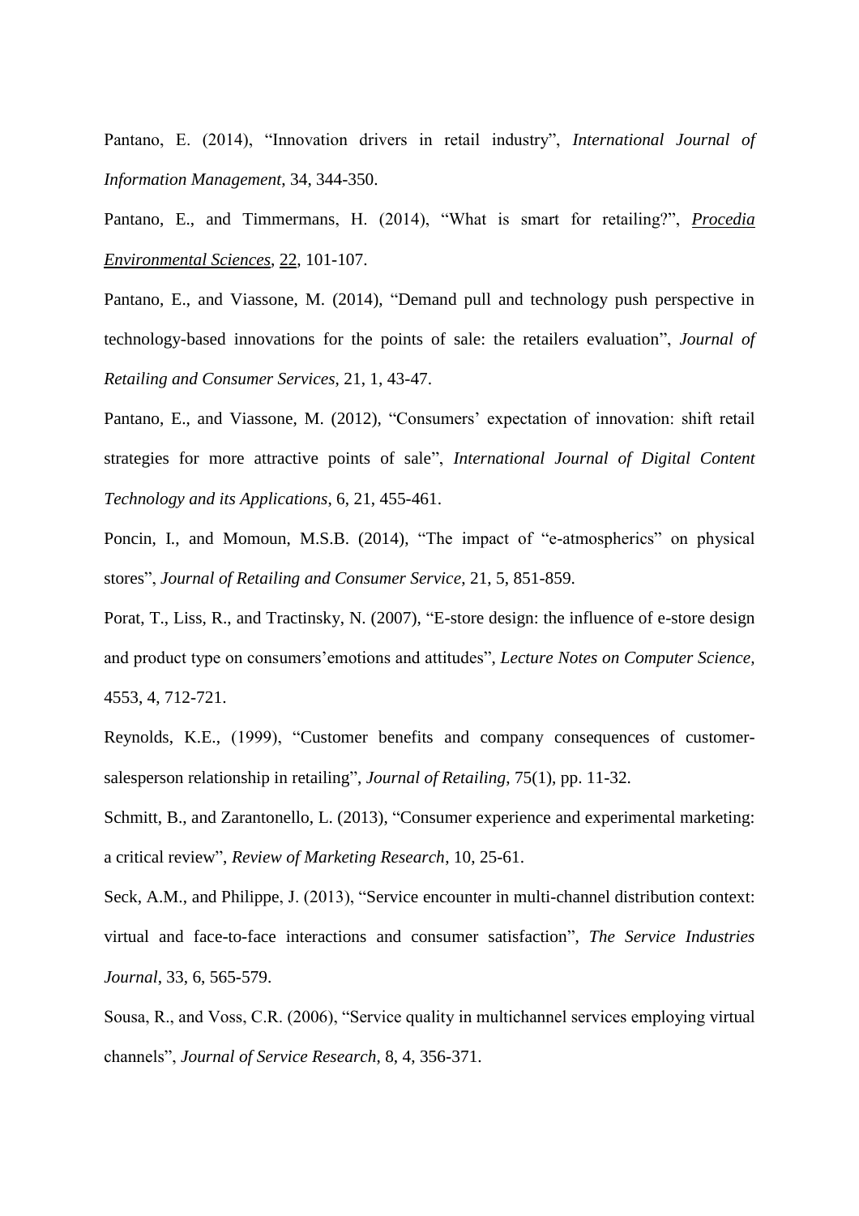Pantano, E. (2014), "Innovation drivers in retail industry", *International Journal of Information Management*, 34, 344-350.

Pantano, E., and Timmermans, H. (2014), "What is smart for retailing?", *Procedia Environmental Sciences*, 22, 101-107.

Pantano, E., and Viassone, M. (2014), "Demand pull and technology push perspective in technology-based innovations for the points of sale: the retailers evaluation", *Journal of Retailing and Consumer Services*, 21, 1, 43-47.

Pantano, E., and Viassone, M. (2012), "Consumers' expectation of innovation: shift retail strategies for more attractive points of sale", *International Journal of Digital Content Technology and its Applications*, 6, 21, 455-461.

Poncin, I., and Momoun, M.S.B. (2014), "The impact of "e-atmospherics" on physical stores", *Journal of Retailing and Consumer Service*, 21, 5, 851-859.

Porat, T., Liss, R., and Tractinsky, N. (2007), "E-store design: the influence of e-store design and product type on consumers'emotions and attitudes", *Lecture Notes on Computer Science*, 4553, 4, 712-721.

Reynolds, K.E., (1999), "Customer benefits and company consequences of customer-salesperson relationship in retailing", *Journal of Retailing*, 75(1), pp. 11-32.

Schmitt, B., and Zarantonello, L. (2013), "Consumer experience and experimental marketing: a critical review", *Review of Marketing Research*, 10, 25-61.

Seck, A.M., and Philippe, J. (2013), "Service encounter in multi-channel distribution context: virtual and face-to-face interactions and consumer satisfaction", *The Service Industries Journal*, 33, 6, 565-579.

Sousa, R., and Voss, C.R. (2006), "Service quality in multichannel services employing virtual channels", *Journal of Service Research*, 8, 4, 356-371.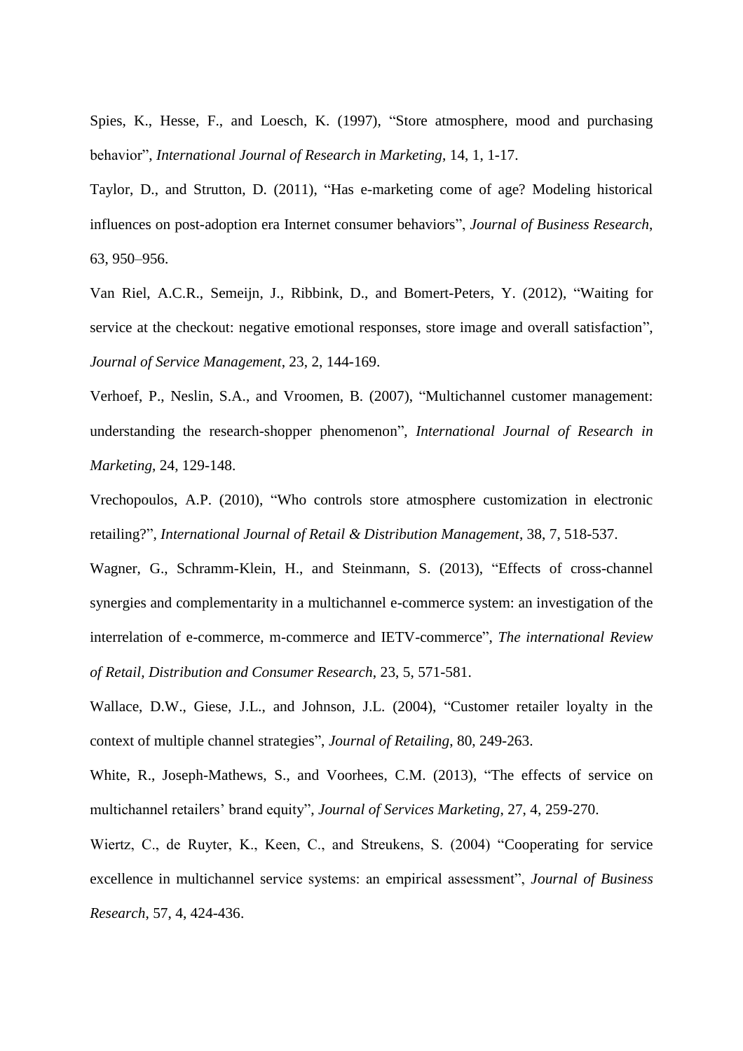Spies, K., Hesse, F., and Loesch, K. (1997), "Store atmosphere, mood and purchasing behavior", *International Journal of Research in Marketing*, 14, 1, 1-17.

Taylor, D., and Strutton, D. (2011), "Has e-marketing come of age? Modeling historical influences on post-adoption era Internet consumer behaviors", *Journal of Business Research*, 63, 950–956.

Van Riel, A.C.R., Semeijn, J., Ribbink, D., and Bomert-Peters, Y. (2012), "Waiting for service at the checkout: negative emotional responses, store image and overall satisfaction", *Journal of Service Management*, 23, 2, 144-169.

Verhoef, P., Neslin, S.A., and Vroomen, B. (2007), "Multichannel customer management: understanding the research-shopper phenomenon", *International Journal of Research in Marketing*, 24, 129-148.

Vrechopoulos, A.P. (2010), "Who controls store atmosphere customization in electronic retailing?", *International Journal of Retail & Distribution Management*, 38, 7, 518-537.

Wagner, G., Schramm-Klein, H., and Steinmann, S. (2013), "Effects of cross-channel synergies and complementarity in a multichannel e-commerce system: an investigation of the interrelation of e-commerce, m-commerce and IETV-commerce", *The international Review of Retail, Distribution and Consumer Research*, 23, 5, 571-581.

Wallace, D.W., Giese, J.L., and Johnson, J.L. (2004), "Customer retailer loyalty in the context of multiple channel strategies", *Journal of Retailing*, 80, 249-263.

White, R., Joseph-Mathews, S., and Voorhees, C.M. (2013), "The effects of service on multichannel retailers' brand equity", *Journal of Services Marketing*, 27, 4, 259-270.

Wiertz, C., de Ruyter, K., Keen, C., and Streukens, S. (2004) "Cooperating for service excellence in multichannel service systems: an empirical assessment", *Journal of Business Research*, 57, 4, 424-436.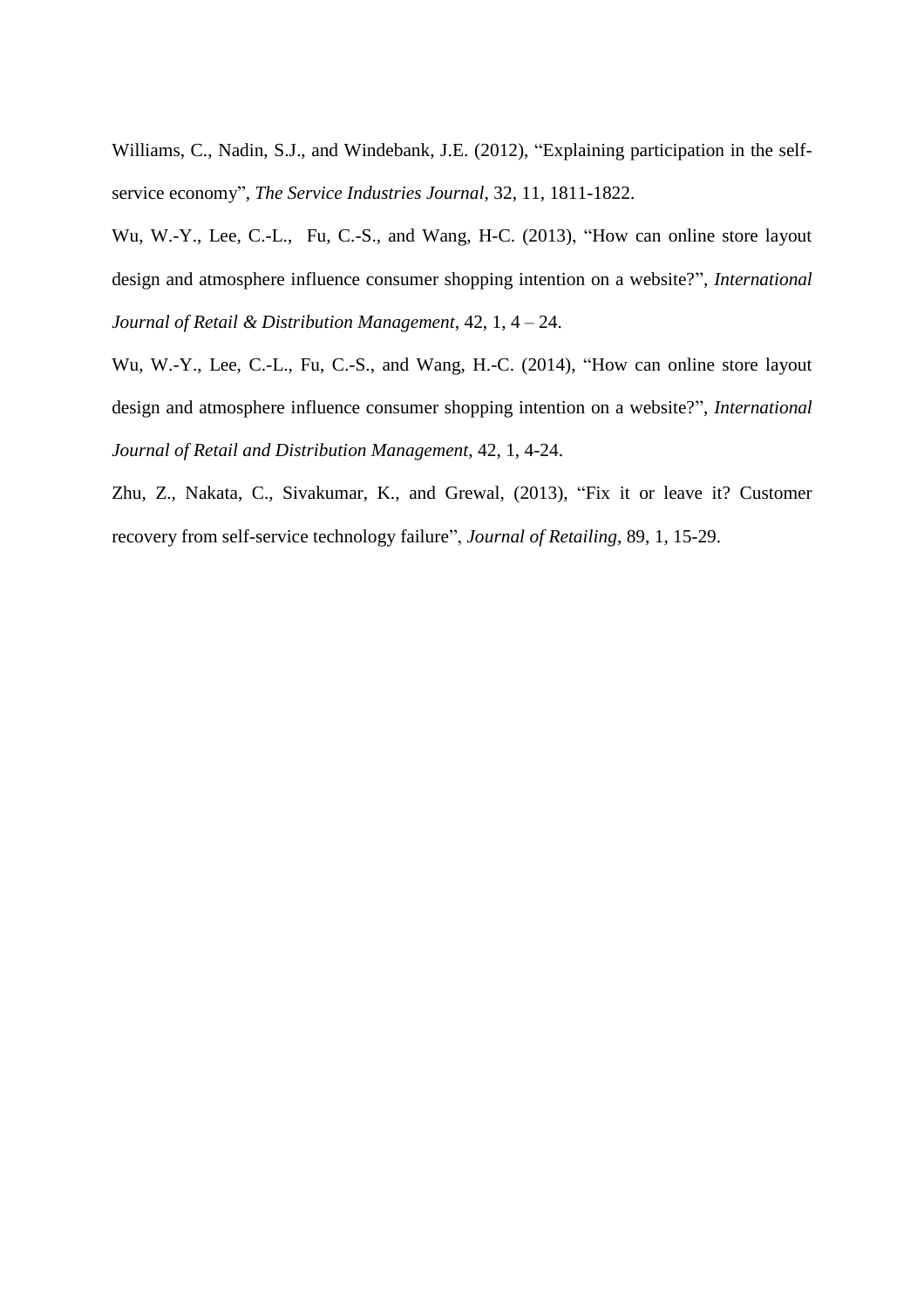Williams, C., Nadin, S.J., and Windebank, J.E. (2012), "Explaining participation in the self-service economy", *The Service Industries Journal*, 32, 11, 1811-1822.

Wu, W.-Y., Lee, C.-L., Fu, C.-S., and Wang, H-C. (2013), "How can online store layout design and atmosphere influence consumer shopping intention on a website?", *International Journal of Retail & Distribution Management*, 42, 1, 4 – 24.

Wu, W.-Y., Lee, C.-L., Fu, C.-S., and Wang, H.-C. (2014), "How can online store layout design and atmosphere influence consumer shopping intention on a website?", *International Journal of Retail and Distribution Management*, 42, 1, 4-24.

Zhu, Z., Nakata, C., Sivakumar, K., and Grewal, (2013), "Fix it or leave it? Customer recovery from self-service technology failure", *Journal of Retailing*, 89, 1, 15-29.